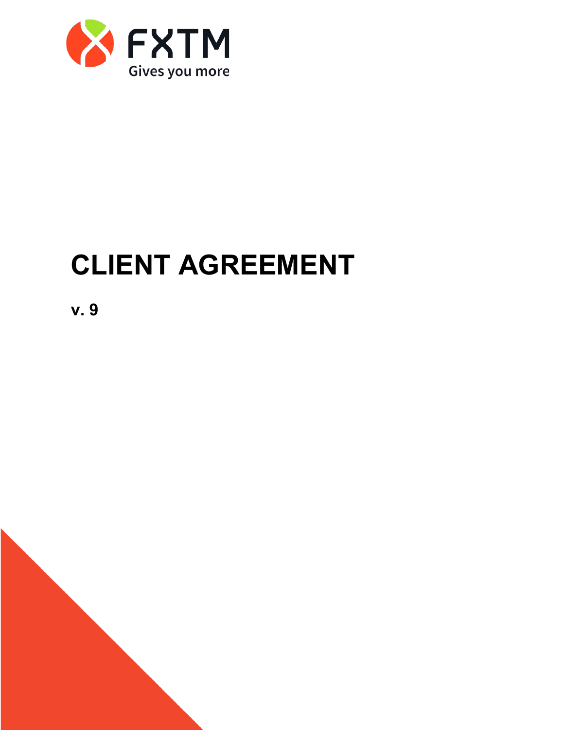FXTM

Gives you more

# CLIENT AGREEMENT

**v. 9**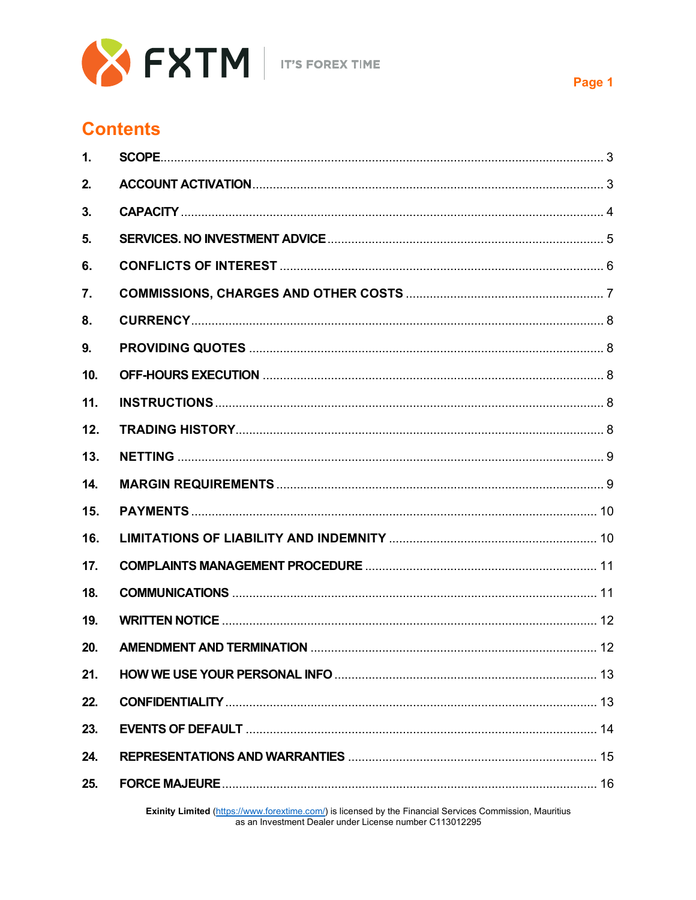## Contents

| | | |
|---|---|---|
| 1. | SCOPE | 3 |
| 2. | ACCOUNT ACTIVATION | 3 |
| 3. | CAPACITY | 4 |
| 5. | SERVICES. NO INVESTMENT ADVICE | 5 |
| 6. | CONFLICTS OF INTEREST | 6 |
| 7. | COMMISSIONS, CHARGES AND OTHER COSTS | 7 |
| 8. | CURRENCY | 8 |
| 9. | PROVIDING QUOTES | 8 |
| 10. | OFF-HOURS EXECUTION | 8 |
| 11. | INSTRUCTIONS | 8 |
| 12. | TRADING HISTORY | 8 |
| 13. | NETTING | 9 |
| 14. | MARGIN REQUIREMENTS | 9 |
| 15. | PAYMENTS | 10 |
| 16. | LIMITATIONS OF LIABILITY AND INDEMNITY | 10 |
| 17. | COMPLAINTS MANAGEMENT PROCEDURE | 11 |
| 18. | COMMUNICATIONS | 11 |
| 19. | WRITTEN NOTICE | 12 |
| 20. | AMENDMENT AND TERMINATION | 12 |
| 21. | HOW WE USE YOUR PERSONAL INFO | 13 |
| 22. | CONFIDENTIALITY | 13 |
| 23. | EVENTS OF DEFAULT | 14 |
| 24. | REPRESENTATIONS AND WARRANTIES | 15 |
| 25. | FORCE MAJEURE | 16 |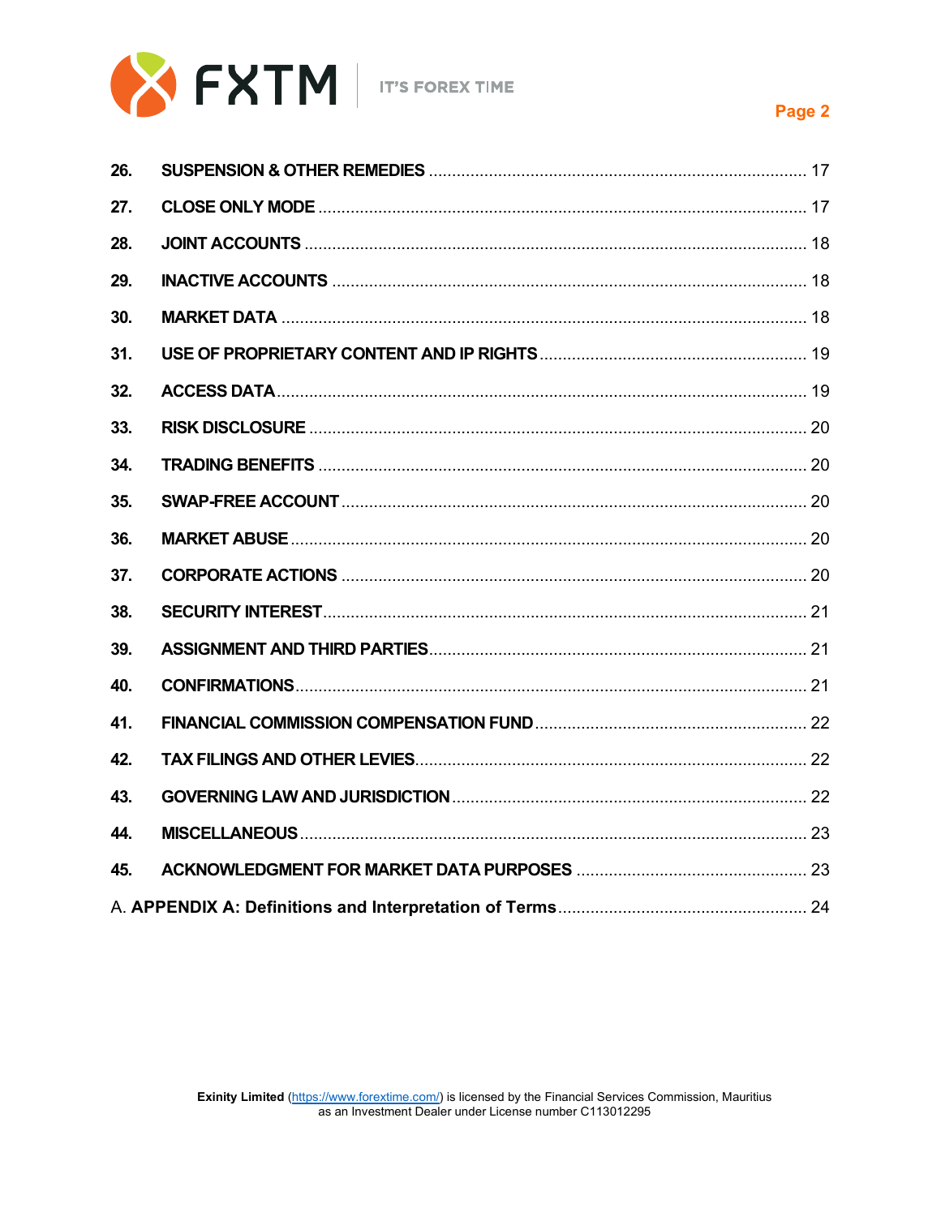| | | |
|---|---|---|
| **26.** | **SUSPENSION & OTHER REMEDIES** | 17 |
| **27.** | **CLOSE ONLY MODE** | 17 |
| **28.** | **JOINT ACCOUNTS** | 18 |
| **29.** | **INACTIVE ACCOUNTS** | 18 |
| **30.** | **MARKET DATA** | 18 |
| **31.** | **USE OF PROPRIETARY CONTENT AND IP RIGHTS** | 19 |
| **32.** | **ACCESS DATA** | 19 |
| **33.** | **RISK DISCLOSURE** | 20 |
| **34.** | **TRADING BENEFITS** | 20 |
| **35.** | **SWAP-FREE ACCOUNT** | 20 |
| **36.** | **MARKET ABUSE** | 20 |
| **37.** | **CORPORATE ACTIONS** | 20 |
| **38.** | **SECURITY INTEREST** | 21 |
| **39.** | **ASSIGNMENT AND THIRD PARTIES** | 21 |
| **40.** | **CONFIRMATIONS** | 21 |
| **41.** | **FINANCIAL COMMISSION COMPENSATION FUND** | 22 |
| **42.** | **TAX FILINGS AND OTHER LEVIES** | 22 |
| **43.** | **GOVERNING LAW AND JURISDICTION** | 22 |
| **44.** | **MISCELLANEOUS** | 23 |
| **45.** | **ACKNOWLEDGMENT FOR MARKET DATA PURPOSES** | 23 |
| A. | **APPENDIX A: Definitions and Interpretation of Terms** | 24 |

**Exinity Limited** (https://www.forextime.com/) is licensed by the Financial Services Commission, Mauritius as an Investment Dealer under License number C113012295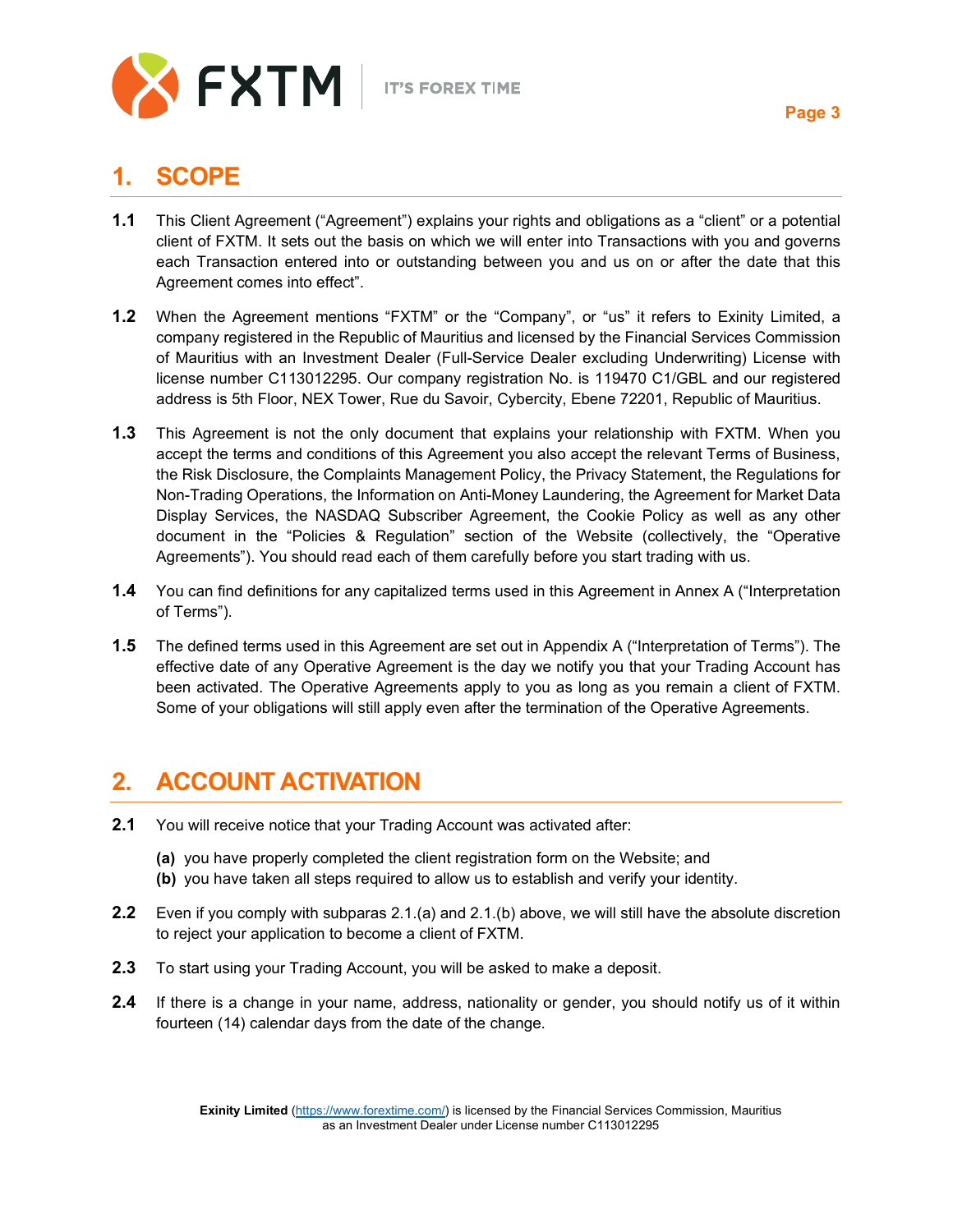## 1. SCOPE

**1.1** This Client Agreement (“Agreement”) explains your rights and obligations as a “client” or a potential client of FXTM. It sets out the basis on which we will enter into Transactions with you and governs each Transaction entered into or outstanding between you and us on or after the date that this Agreement comes into effect”.

**1.2** When the Agreement mentions “FXTM” or the “Company”, or “us” it refers to Exinity Limited, a company registered in the Republic of Mauritius and licensed by the Financial Services Commission of Mauritius with an Investment Dealer (Full-Service Dealer excluding Underwriting) License with license number C113012295. Our company registration No. is 119470 C1/GBL and our registered address is 5th Floor, NEX Tower, Rue du Savoir, Cybercity, Ebene 72201, Republic of Mauritius.

**1.3** This Agreement is not the only document that explains your relationship with FXTM. When you accept the terms and conditions of this Agreement you also accept the relevant Terms of Business, the Risk Disclosure, the Complaints Management Policy, the Privacy Statement, the Regulations for Non-Trading Operations, the Information on Anti-Money Laundering, the Agreement for Market Data Display Services, the NASDAQ Subscriber Agreement, the Cookie Policy as well as any other document in the “Policies & Regulation” section of the Website (collectively, the “Operative Agreements”). You should read each of them carefully before you start trading with us.

**1.4** You can find definitions for any capitalized terms used in this Agreement in Annex A (“Interpretation of Terms”).

**1.5** The defined terms used in this Agreement are set out in Appendix A (“Interpretation of Terms”). The effective date of any Operative Agreement is the day we notify you that your Trading Account has been activated. The Operative Agreements apply to you as long as you remain a client of FXTM. Some of your obligations will still apply even after the termination of the Operative Agreements.

## 2. ACCOUNT ACTIVATION

**2.1** You will receive notice that your Trading Account was activated after:

**(a)** you have properly completed the client registration form on the Website; and
**(b)** you have taken all steps required to allow us to establish and verify your identity.

**2.2** Even if you comply with subparas 2.1.(a) and 2.1.(b) above, we will still have the absolute discretion to reject your application to become a client of FXTM.

**2.3** To start using your Trading Account, you will be asked to make a deposit.

**2.4** If there is a change in your name, address, nationality or gender, you should notify us of it within fourteen (14) calendar days from the date of the change.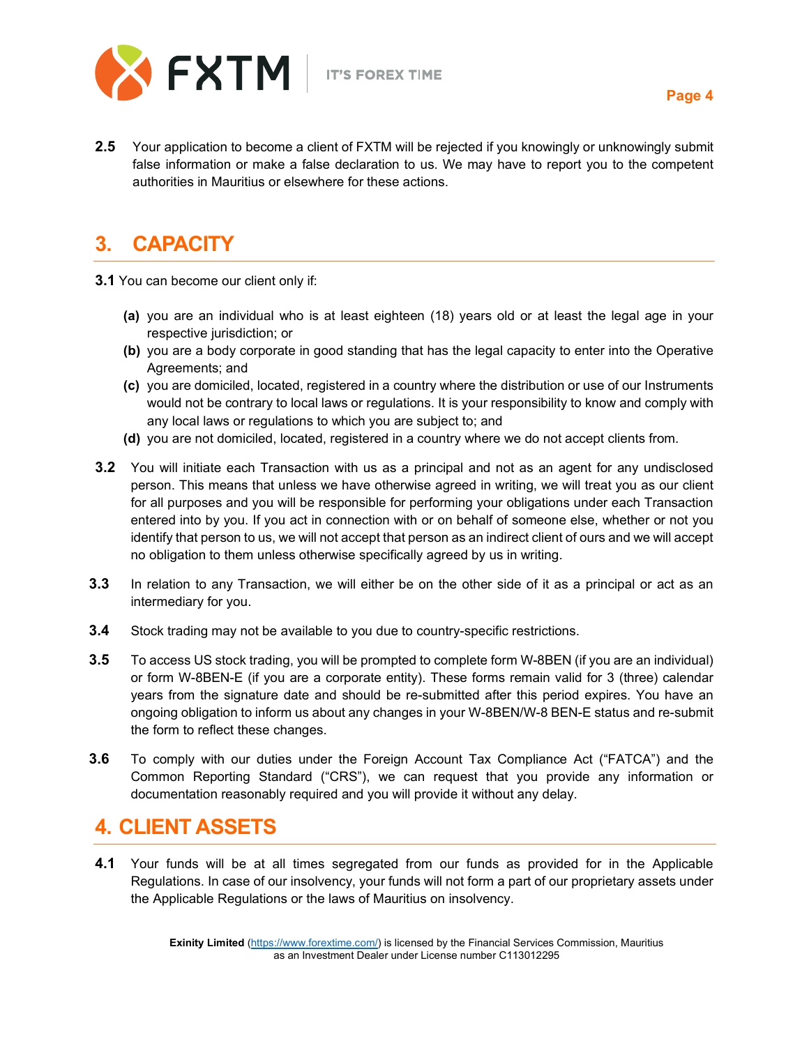**2.5** Your application to become a client of FXTM will be rejected if you knowingly or unknowingly submit false information or make a false declaration to us. We may have to report you to the competent authorities in Mauritius or elsewhere for these actions.

## 3. CAPACITY

**3.1** You can become our client only if:

- **(a)** you are an individual who is at least eighteen (18) years old or at least the legal age in your respective jurisdiction; or
- **(b)** you are a body corporate in good standing that has the legal capacity to enter into the Operative Agreements; and
- **(c)** you are domiciled, located, registered in a country where the distribution or use of our Instruments would not be contrary to local laws or regulations. It is your responsibility to know and comply with any local laws or regulations to which you are subject to; and
- **(d)** you are not domiciled, located, registered in a country where we do not accept clients from.

**3.2** You will initiate each Transaction with us as a principal and not as an agent for any undisclosed person. This means that unless we have otherwise agreed in writing, we will treat you as our client for all purposes and you will be responsible for performing your obligations under each Transaction entered into by you. If you act in connection with or on behalf of someone else, whether or not you identify that person to us, we will not accept that person as an indirect client of ours and we will accept no obligation to them unless otherwise specifically agreed by us in writing.

**3.3** In relation to any Transaction, we will either be on the other side of it as a principal or act as an intermediary for you.

**3.4** Stock trading may not be available to you due to country-specific restrictions.

**3.5** To access US stock trading, you will be prompted to complete form W-8BEN (if you are an individual) or form W-8BEN-E (if you are a corporate entity). These forms remain valid for 3 (three) calendar years from the signature date and should be re-submitted after this period expires. You have an ongoing obligation to inform us about any changes in your W-8BEN/W-8 BEN-E status and re-submit the form to reflect these changes.

**3.6** To comply with our duties under the Foreign Account Tax Compliance Act ("FATCA") and the Common Reporting Standard ("CRS"), we can request that you provide any information or documentation reasonably required and you will provide it without any delay.

## 4. CLIENT ASSETS

**4.1** Your funds will be at all times segregated from our funds as provided for in the Applicable Regulations. In case of our insolvency, your funds will not form a part of our proprietary assets under the Applicable Regulations or the laws of Mauritius on insolvency.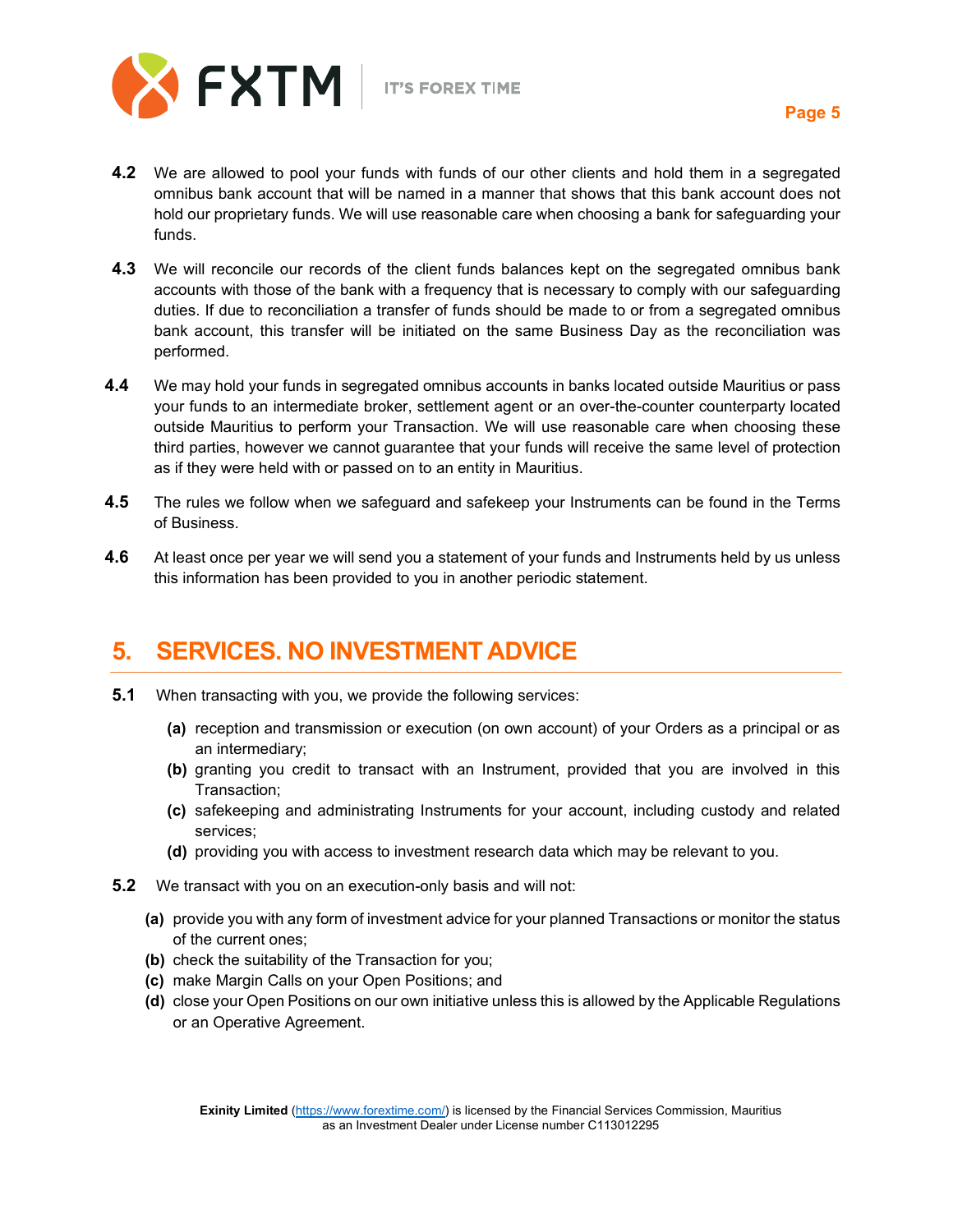**4.2** We are allowed to pool your funds with funds of our other clients and hold them in a segregated omnibus bank account that will be named in a manner that shows that this bank account does not hold our proprietary funds. We will use reasonable care when choosing a bank for safeguarding your funds.

**4.3** We will reconcile our records of the client funds balances kept on the segregated omnibus bank accounts with those of the bank with a frequency that is necessary to comply with our safeguarding duties. If due to reconciliation a transfer of funds should be made to or from a segregated omnibus bank account, this transfer will be initiated on the same Business Day as the reconciliation was performed.

**4.4** We may hold your funds in segregated omnibus accounts in banks located outside Mauritius or pass your funds to an intermediate broker, settlement agent or an over-the-counter counterparty located outside Mauritius to perform your Transaction. We will use reasonable care when choosing these third parties, however we cannot guarantee that your funds will receive the same level of protection as if they were held with or passed on to an entity in Mauritius.

**4.5** The rules we follow when we safeguard and safekeep your Instruments can be found in the Terms of Business.

**4.6** At least once per year we will send you a statement of your funds and Instruments held by us unless this information has been provided to you in another periodic statement.

## 5. SERVICES. NO INVESTMENT ADVICE

**5.1** When transacting with you, we provide the following services:

- **(a)** reception and transmission or execution (on own account) of your Orders as a principal or as an intermediary;
- **(b)** granting you credit to transact with an Instrument, provided that you are involved in this Transaction;
- **(c)** safekeeping and administrating Instruments for your account, including custody and related services;
- **(d)** providing you with access to investment research data which may be relevant to you.

**5.2** We transact with you on an execution-only basis and will not:

- **(a)** provide you with any form of investment advice for your planned Transactions or monitor the status of the current ones;
- **(b)** check the suitability of the Transaction for you;
- **(c)** make Margin Calls on your Open Positions; and
- **(d)** close your Open Positions on our own initiative unless this is allowed by the Applicable Regulations or an Operative Agreement.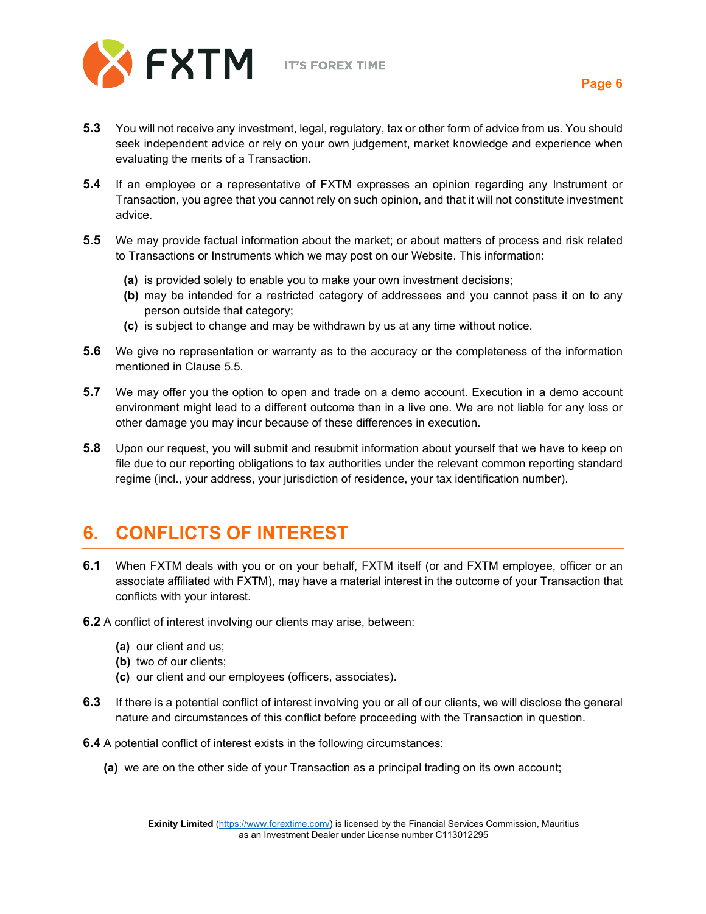**5.3** You will not receive any investment, legal, regulatory, tax or other form of advice from us. You should seek independent advice or rely on your own judgement, market knowledge and experience when evaluating the merits of a Transaction.

**5.4** If an employee or a representative of FXTM expresses an opinion regarding any Instrument or Transaction, you agree that you cannot rely on such opinion, and that it will not constitute investment advice.

**5.5** We may provide factual information about the market; or about matters of process and risk related to Transactions or Instruments which we may post on our Website. This information:

- **(a)** is provided solely to enable you to make your own investment decisions;
- **(b)** may be intended for a restricted category of addressees and you cannot pass it on to any person outside that category;
- **(c)** is subject to change and may be withdrawn by us at any time without notice.

**5.6** We give no representation or warranty as to the accuracy or the completeness of the information mentioned in Clause 5.5.

**5.7** We may offer you the option to open and trade on a demo account. Execution in a demo account environment might lead to a different outcome than in a live one. We are not liable for any loss or other damage you may incur because of these differences in execution.

**5.8** Upon our request, you will submit and resubmit information about yourself that we have to keep on file due to our reporting obligations to tax authorities under the relevant common reporting standard regime (incl., your address, your jurisdiction of residence, your tax identification number).

## 6. CONFLICTS OF INTEREST

**6.1** When FXTM deals with you or on your behalf, FXTM itself (or and FXTM employee, officer or an associate affiliated with FXTM), may have a material interest in the outcome of your Transaction that conflicts with your interest.

**6.2** A conflict of interest involving our clients may arise, between:

- **(a)** our client and us;
- **(b)** two of our clients;
- **(c)** our client and our employees (officers, associates).

**6.3** If there is a potential conflict of interest involving you or all of our clients, we will disclose the general nature and circumstances of this conflict before proceeding with the Transaction in question.

**6.4** A potential conflict of interest exists in the following circumstances:

- **(a)** we are on the other side of your Transaction as a principal trading on its own account;

**Exinity Limited** (https://www.forextime.com/) is licensed by the Financial Services Commission, Mauritius as an Investment Dealer under License number C113012295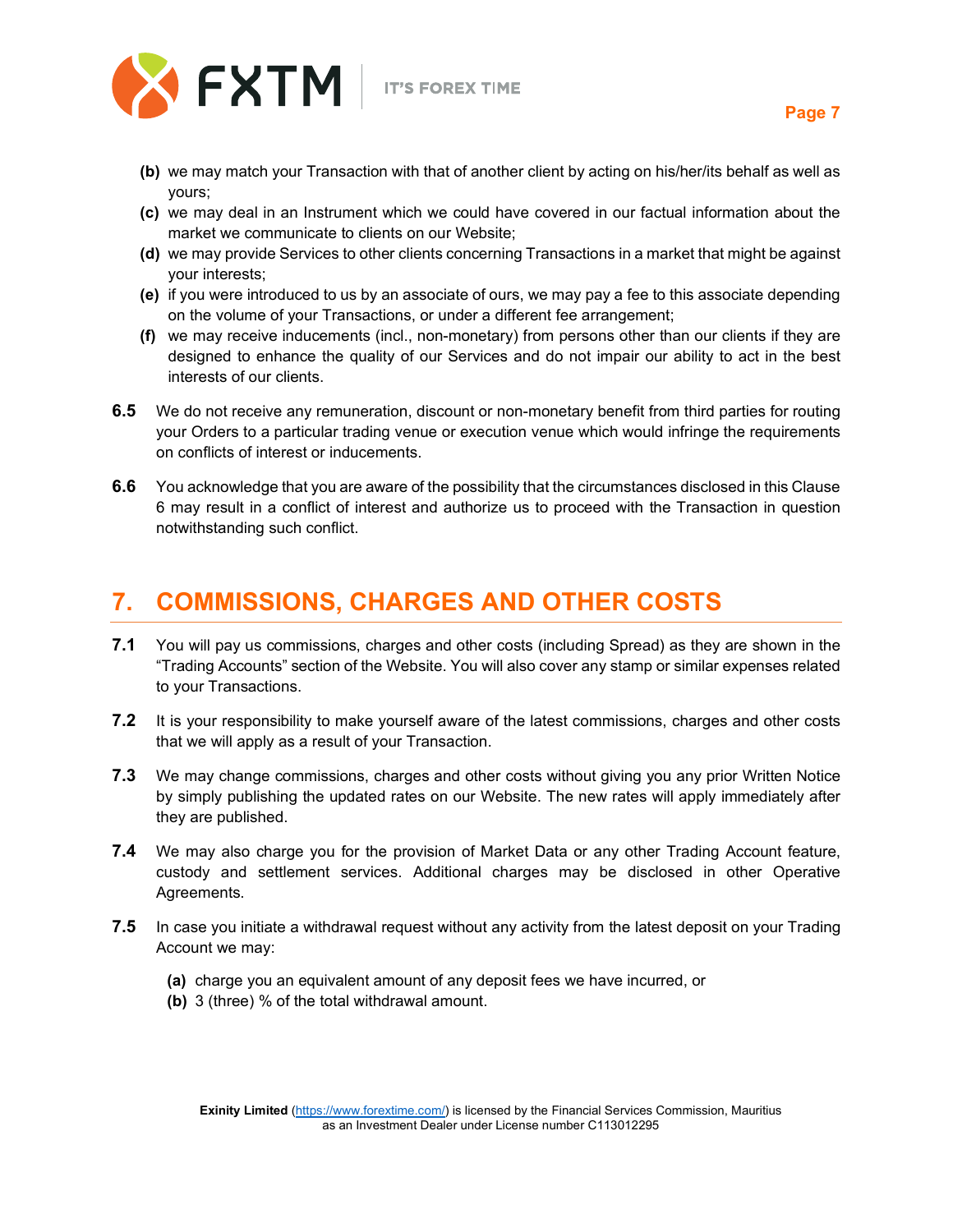**(b)** we may match your Transaction with that of another client by acting on his/her/its behalf as well as yours;

**(c)** we may deal in an Instrument which we could have covered in our factual information about the market we communicate to clients on our Website;

**(d)** we may provide Services to other clients concerning Transactions in a market that might be against your interests;

**(e)** if you were introduced to us by an associate of ours, we may pay a fee to this associate depending on the volume of your Transactions, or under a different fee arrangement;

**(f)** we may receive inducements (incl., non-monetary) from persons other than our clients if they are designed to enhance the quality of our Services and do not impair our ability to act in the best interests of our clients.

**6.5** We do not receive any remuneration, discount or non-monetary benefit from third parties for routing your Orders to a particular trading venue or execution venue which would infringe the requirements on conflicts of interest or inducements.

**6.6** You acknowledge that you are aware of the possibility that the circumstances disclosed in this Clause 6 may result in a conflict of interest and authorize us to proceed with the Transaction in question notwithstanding such conflict.

## 7. COMMISSIONS, CHARGES AND OTHER COSTS

**7.1** You will pay us commissions, charges and other costs (including Spread) as they are shown in the "Trading Accounts" section of the Website. You will also cover any stamp or similar expenses related to your Transactions.

**7.2** It is your responsibility to make yourself aware of the latest commissions, charges and other costs that we will apply as a result of your Transaction.

**7.3** We may change commissions, charges and other costs without giving you any prior Written Notice by simply publishing the updated rates on our Website. The new rates will apply immediately after they are published.

**7.4** We may also charge you for the provision of Market Data or any other Trading Account feature, custody and settlement services. Additional charges may be disclosed in other Operative Agreements.

**7.5** In case you initiate a withdrawal request without any activity from the latest deposit on your Trading Account we may:

**(a)** charge you an equivalent amount of any deposit fees we have incurred, or

**(b)** 3 (three) % of the total withdrawal amount.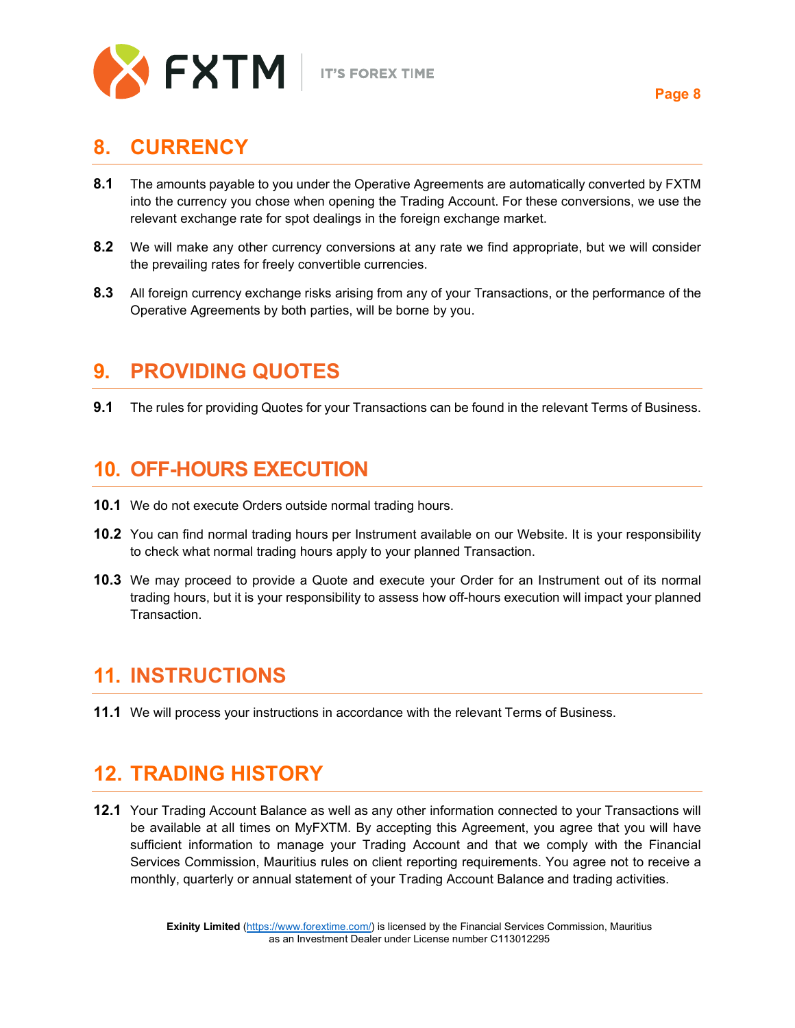## 8. CURRENCY

**8.1** The amounts payable to you under the Operative Agreements are automatically converted by FXTM into the currency you chose when opening the Trading Account. For these conversions, we use the relevant exchange rate for spot dealings in the foreign exchange market.

**8.2** We will make any other currency conversions at any rate we find appropriate, but we will consider the prevailing rates for freely convertible currencies.

**8.3** All foreign currency exchange risks arising from any of your Transactions, or the performance of the Operative Agreements by both parties, will be borne by you.

## 9. PROVIDING QUOTES

**9.1** The rules for providing Quotes for your Transactions can be found in the relevant Terms of Business.

## 10. OFF-HOURS EXECUTION

**10.1** We do not execute Orders outside normal trading hours.

**10.2** You can find normal trading hours per Instrument available on our Website. It is your responsibility to check what normal trading hours apply to your planned Transaction.

**10.3** We may proceed to provide a Quote and execute your Order for an Instrument out of its normal trading hours, but it is your responsibility to assess how off-hours execution will impact your planned Transaction.

## 11. INSTRUCTIONS

**11.1** We will process your instructions in accordance with the relevant Terms of Business.

## 12. TRADING HISTORY

**12.1** Your Trading Account Balance as well as any other information connected to your Transactions will be available at all times on MyFXTM. By accepting this Agreement, you agree that you will have sufficient information to manage your Trading Account and that we comply with the Financial Services Commission, Mauritius rules on client reporting requirements. You agree not to receive a monthly, quarterly or annual statement of your Trading Account Balance and trading activities.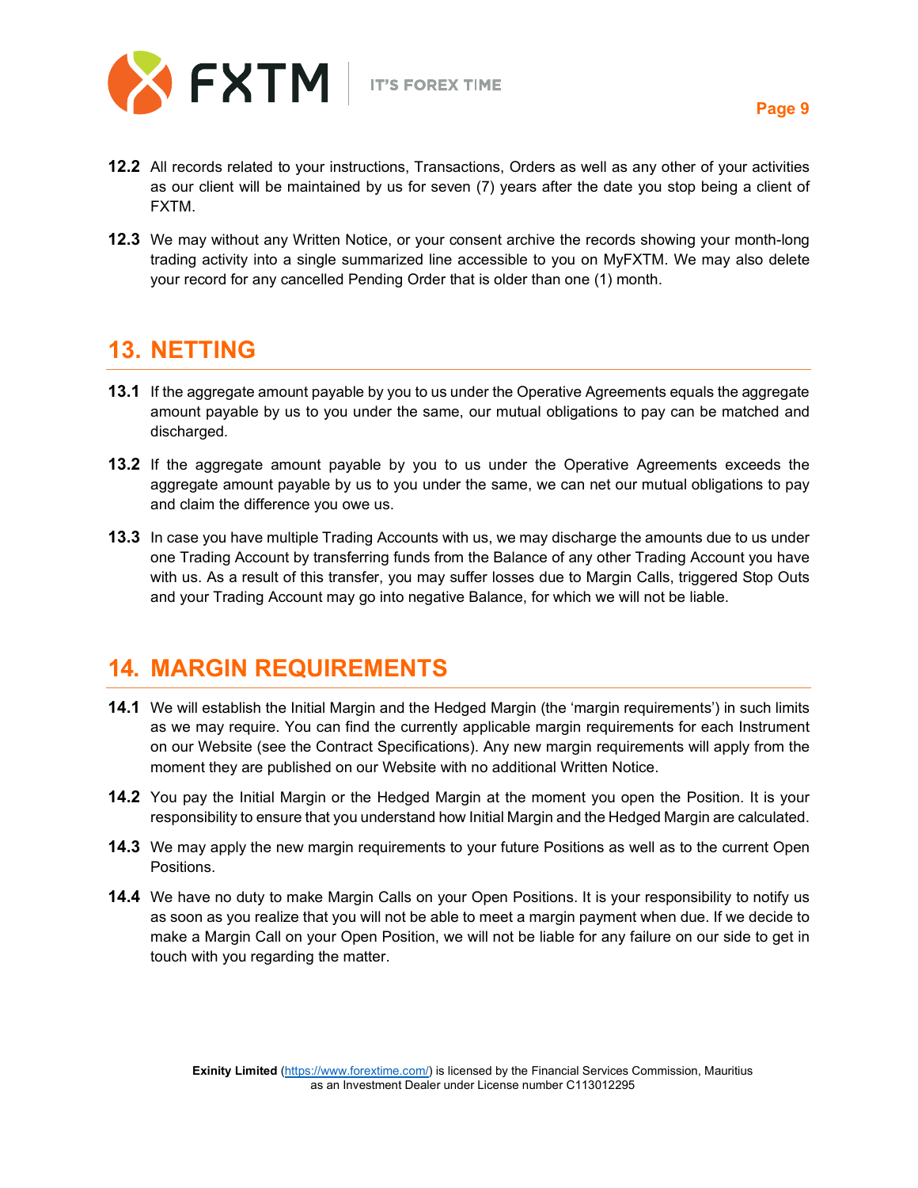**12.2** All records related to your instructions, Transactions, Orders as well as any other of your activities as our client will be maintained by us for seven (7) years after the date you stop being a client of FXTM.

**12.3** We may without any Written Notice, or your consent archive the records showing your month-long trading activity into a single summarized line accessible to you on MyFXTM. We may also delete your record for any cancelled Pending Order that is older than one (1) month.

## 13. NETTING

**13.1** If the aggregate amount payable by you to us under the Operative Agreements equals the aggregate amount payable by us to you under the same, our mutual obligations to pay can be matched and discharged.

**13.2** If the aggregate amount payable by you to us under the Operative Agreements exceeds the aggregate amount payable by us to you under the same, we can net our mutual obligations to pay and claim the difference you owe us.

**13.3** In case you have multiple Trading Accounts with us, we may discharge the amounts due to us under one Trading Account by transferring funds from the Balance of any other Trading Account you have with us. As a result of this transfer, you may suffer losses due to Margin Calls, triggered Stop Outs and your Trading Account may go into negative Balance, for which we will not be liable.

## 14. MARGIN REQUIREMENTS

**14.1** We will establish the Initial Margin and the Hedged Margin (the 'margin requirements') in such limits as we may require. You can find the currently applicable margin requirements for each Instrument on our Website (see the Contract Specifications). Any new margin requirements will apply from the moment they are published on our Website with no additional Written Notice.

**14.2** You pay the Initial Margin or the Hedged Margin at the moment you open the Position. It is your responsibility to ensure that you understand how Initial Margin and the Hedged Margin are calculated.

**14.3** We may apply the new margin requirements to your future Positions as well as to the current Open Positions.

**14.4** We have no duty to make Margin Calls on your Open Positions. It is your responsibility to notify us as soon as you realize that you will not be able to meet a margin payment when due. If we decide to make a Margin Call on your Open Position, we will not be liable for any failure on our side to get in touch with you regarding the matter.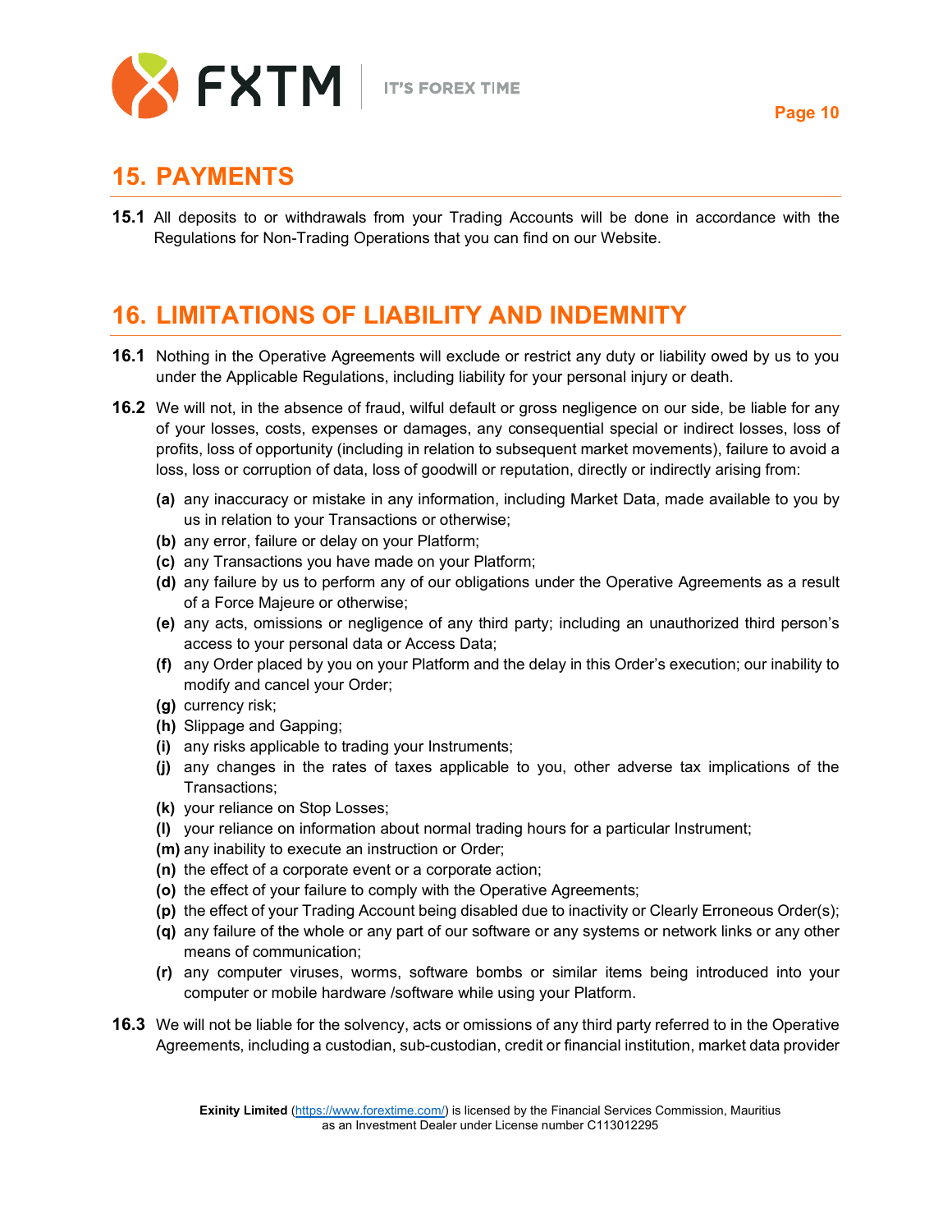## 15. PAYMENTS

**15.1** All deposits to or withdrawals from your Trading Accounts will be done in accordance with the Regulations for Non-Trading Operations that you can find on our Website.

## 16. LIMITATIONS OF LIABILITY AND INDEMNITY

**16.1** Nothing in the Operative Agreements will exclude or restrict any duty or liability owed by us to you under the Applicable Regulations, including liability for your personal injury or death.

**16.2** We will not, in the absence of fraud, wilful default or gross negligence on our side, be liable for any of your losses, costs, expenses or damages, any consequential special or indirect losses, loss of profits, loss of opportunity (including in relation to subsequent market movements), failure to avoid a loss, loss or corruption of data, loss of goodwill or reputation, directly or indirectly arising from:

- **(a)** any inaccuracy or mistake in any information, including Market Data, made available to you by us in relation to your Transactions or otherwise;
- **(b)** any error, failure or delay on your Platform;
- **(c)** any Transactions you have made on your Platform;
- **(d)** any failure by us to perform any of our obligations under the Operative Agreements as a result of a Force Majeure or otherwise;
- **(e)** any acts, omissions or negligence of any third party; including an unauthorized third person's access to your personal data or Access Data;
- **(f)** any Order placed by you on your Platform and the delay in this Order's execution; our inability to modify and cancel your Order;
- **(g)** currency risk;
- **(h)** Slippage and Gapping;
- **(i)** any risks applicable to trading your Instruments;
- **(j)** any changes in the rates of taxes applicable to you, other adverse tax implications of the Transactions;
- **(k)** your reliance on Stop Losses;
- **(l)** your reliance on information about normal trading hours for a particular Instrument;
- **(m)** any inability to execute an instruction or Order;
- **(n)** the effect of a corporate event or a corporate action;
- **(o)** the effect of your failure to comply with the Operative Agreements;
- **(p)** the effect of your Trading Account being disabled due to inactivity or Clearly Erroneous Order(s);
- **(q)** any failure of the whole or any part of our software or any systems or network links or any other means of communication;
- **(r)** any computer viruses, worms, software bombs or similar items being introduced into your computer or mobile hardware /software while using your Platform.

**16.3** We will not be liable for the solvency, acts or omissions of any third party referred to in the Operative Agreements, including a custodian, sub-custodian, credit or financial institution, market data provider

**Exinity Limited** (https://www.forextime.com/) is licensed by the Financial Services Commission, Mauritius as an Investment Dealer under License number C113012295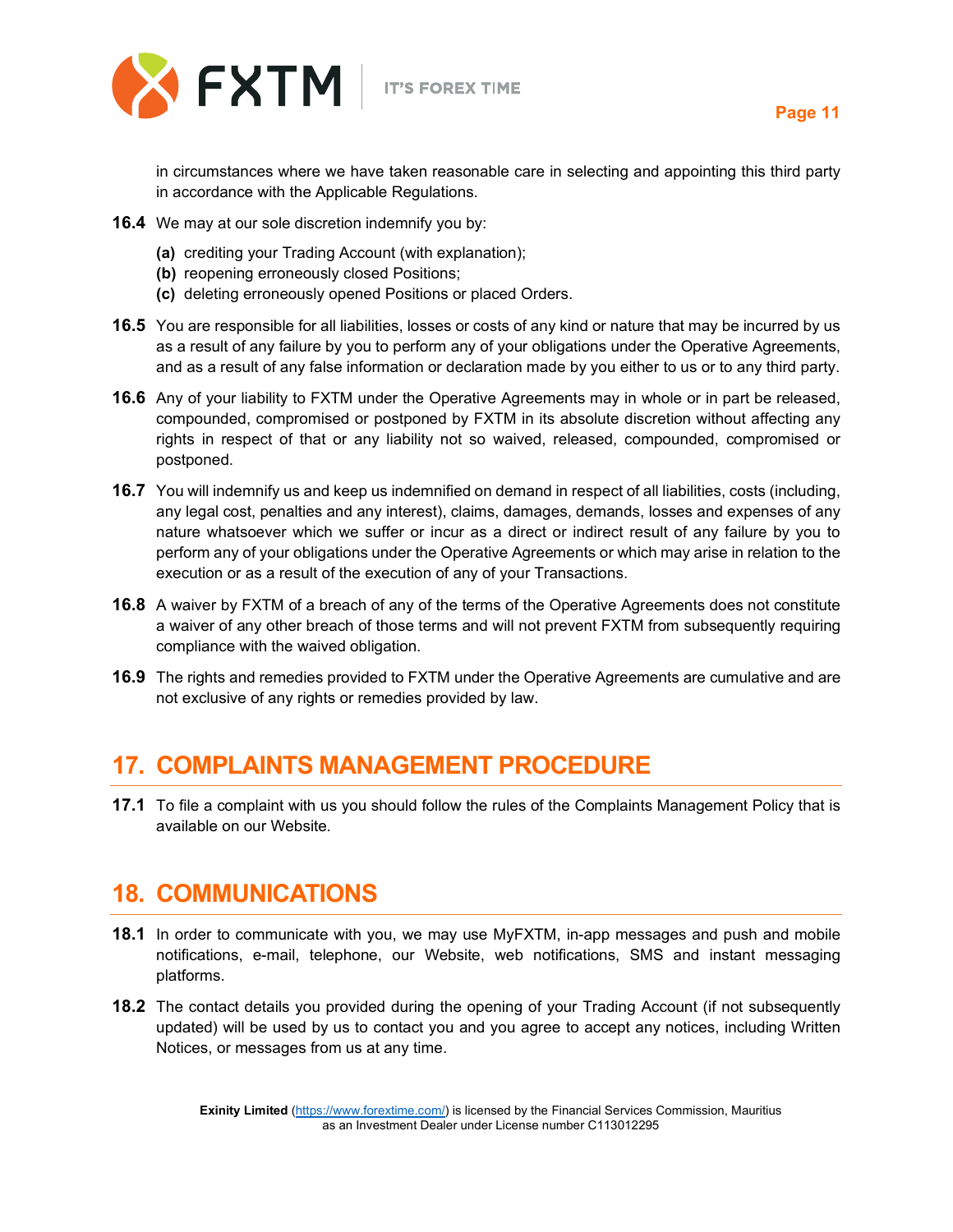in circumstances where we have taken reasonable care in selecting and appointing this third party in accordance with the Applicable Regulations.

**16.4** We may at our sole discretion indemnify you by:

**(a)** crediting your Trading Account (with explanation);
**(b)** reopening erroneously closed Positions;
**(c)** deleting erroneously opened Positions or placed Orders.

**16.5** You are responsible for all liabilities, losses or costs of any kind or nature that may be incurred by us as a result of any failure by you to perform any of your obligations under the Operative Agreements, and as a result of any false information or declaration made by you either to us or to any third party.

**16.6** Any of your liability to FXTM under the Operative Agreements may in whole or in part be released, compounded, compromised or postponed by FXTM in its absolute discretion without affecting any rights in respect of that or any liability not so waived, released, compounded, compromised or postponed.

**16.7** You will indemnify us and keep us indemnified on demand in respect of all liabilities, costs (including, any legal cost, penalties and any interest), claims, damages, demands, losses and expenses of any nature whatsoever which we suffer or incur as a direct or indirect result of any failure by you to perform any of your obligations under the Operative Agreements or which may arise in relation to the execution or as a result of the execution of any of your Transactions.

**16.8** A waiver by FXTM of a breach of any of the terms of the Operative Agreements does not constitute a waiver of any other breach of those terms and will not prevent FXTM from subsequently requiring compliance with the waived obligation.

**16.9** The rights and remedies provided to FXTM under the Operative Agreements are cumulative and are not exclusive of any rights or remedies provided by law.

## 17. COMPLAINTS MANAGEMENT PROCEDURE

**17.1** To file a complaint with us you should follow the rules of the Complaints Management Policy that is available on our Website.

## 18. COMMUNICATIONS

**18.1** In order to communicate with you, we may use MyFXTM, in-app messages and push and mobile notifications, e-mail, telephone, our Website, web notifications, SMS and instant messaging platforms.

**18.2** The contact details you provided during the opening of your Trading Account (if not subsequently updated) will be used by us to contact you and you agree to accept any notices, including Written Notices, or messages from us at any time.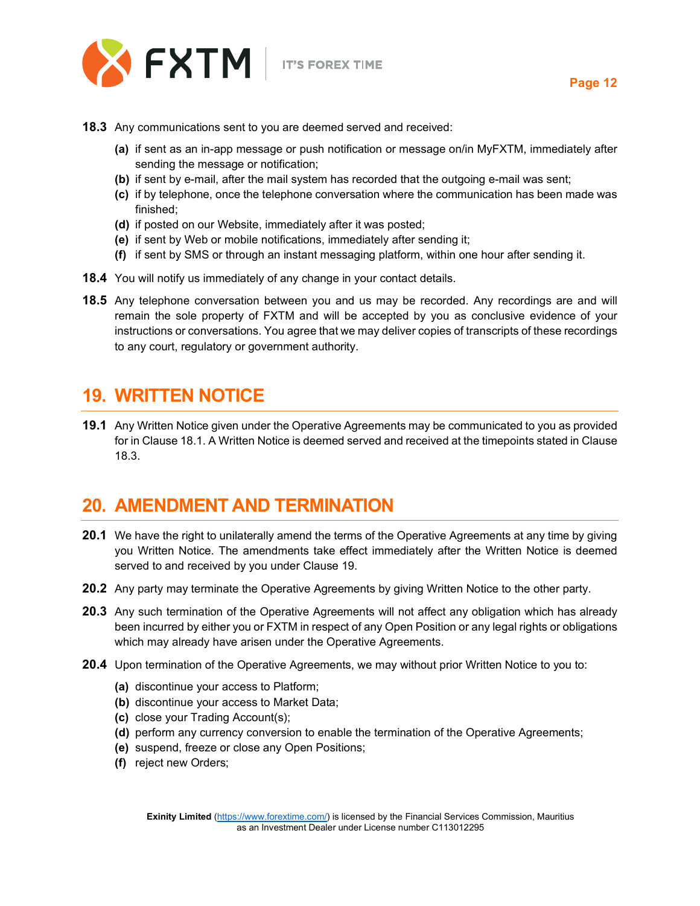**18.3** Any communications sent to you are deemed served and received:

- **(a)** if sent as an in-app message or push notification or message on/in MyFXTM, immediately after sending the message or notification;
- **(b)** if sent by e-mail, after the mail system has recorded that the outgoing e-mail was sent;
- **(c)** if by telephone, once the telephone conversation where the communication has been made was finished;
- **(d)** if posted on our Website, immediately after it was posted;
- **(e)** if sent by Web or mobile notifications, immediately after sending it;
- **(f)** if sent by SMS or through an instant messaging platform, within one hour after sending it.

**18.4** You will notify us immediately of any change in your contact details.

**18.5** Any telephone conversation between you and us may be recorded. Any recordings are and will remain the sole property of FXTM and will be accepted by you as conclusive evidence of your instructions or conversations. You agree that we may deliver copies of transcripts of these recordings to any court, regulatory or government authority.

## 19. WRITTEN NOTICE

**19.1** Any Written Notice given under the Operative Agreements may be communicated to you as provided for in Clause 18.1. A Written Notice is deemed served and received at the timepoints stated in Clause 18.3.

## 20. AMENDMENT AND TERMINATION

**20.1** We have the right to unilaterally amend the terms of the Operative Agreements at any time by giving you Written Notice. The amendments take effect immediately after the Written Notice is deemed served to and received by you under Clause 19.

**20.2** Any party may terminate the Operative Agreements by giving Written Notice to the other party.

**20.3** Any such termination of the Operative Agreements will not affect any obligation which has already been incurred by either you or FXTM in respect of any Open Position or any legal rights or obligations which may already have arisen under the Operative Agreements.

**20.4** Upon termination of the Operative Agreements, we may without prior Written Notice to you to:

- **(a)** discontinue your access to Platform;
- **(b)** discontinue your access to Market Data;
- **(c)** close your Trading Account(s);
- **(d)** perform any currency conversion to enable the termination of the Operative Agreements;
- **(e)** suspend, freeze or close any Open Positions;
- **(f)** reject new Orders;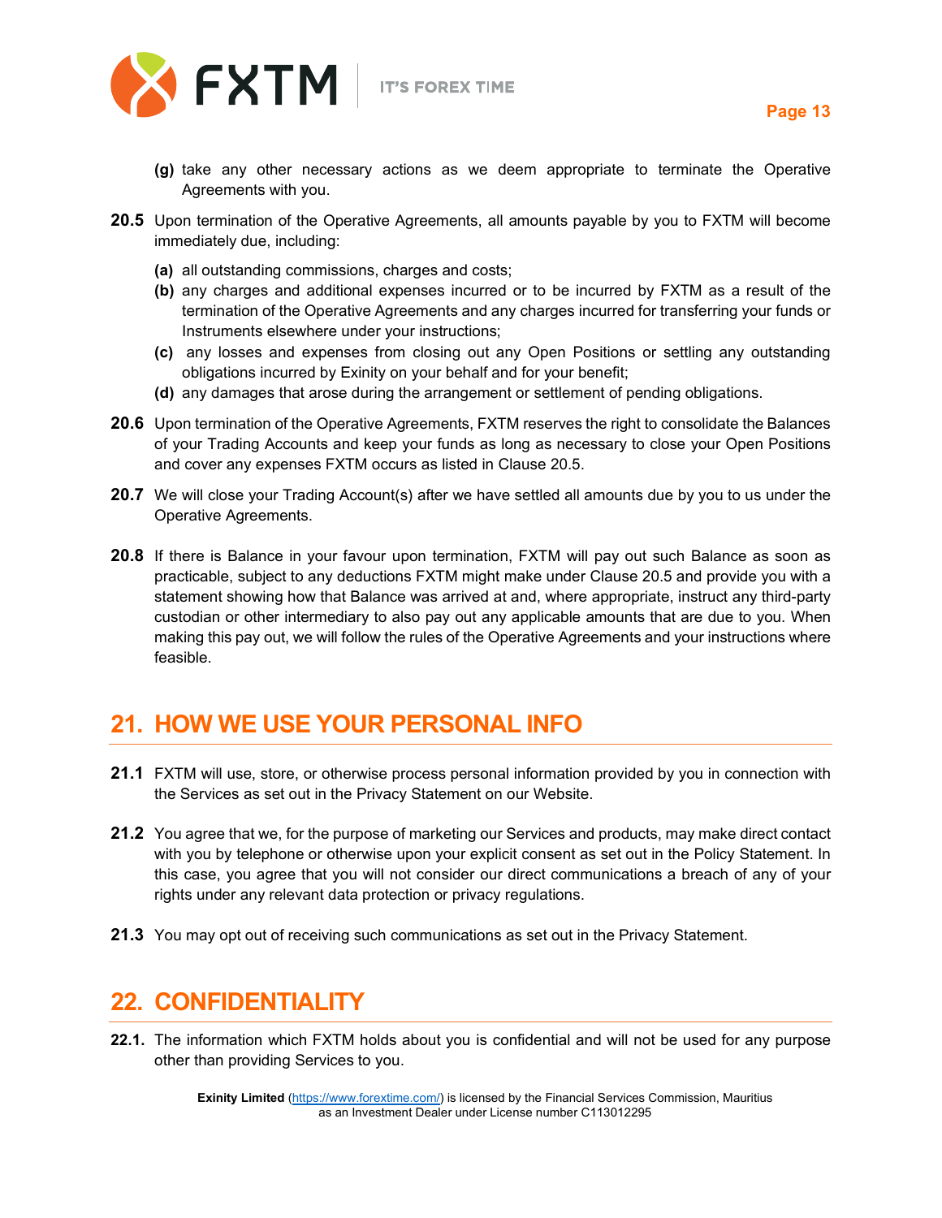**(g)** take any other necessary actions as we deem appropriate to terminate the Operative Agreements with you.

**20.5** Upon termination of the Operative Agreements, all amounts payable by you to FXTM will become immediately due, including:

**(a)** all outstanding commissions, charges and costs;

**(b)** any charges and additional expenses incurred or to be incurred by FXTM as a result of the termination of the Operative Agreements and any charges incurred for transferring your funds or Instruments elsewhere under your instructions;

**(c)** any losses and expenses from closing out any Open Positions or settling any outstanding obligations incurred by Exinity on your behalf and for your benefit;

**(d)** any damages that arose during the arrangement or settlement of pending obligations.

**20.6** Upon termination of the Operative Agreements, FXTM reserves the right to consolidate the Balances of your Trading Accounts and keep your funds as long as necessary to close your Open Positions and cover any expenses FXTM occurs as listed in Clause 20.5.

**20.7** We will close your Trading Account(s) after we have settled all amounts due by you to us under the Operative Agreements.

**20.8** If there is Balance in your favour upon termination, FXTM will pay out such Balance as soon as practicable, subject to any deductions FXTM might make under Clause 20.5 and provide you with a statement showing how that Balance was arrived at and, where appropriate, instruct any third-party custodian or other intermediary to also pay out any applicable amounts that are due to you. When making this pay out, we will follow the rules of the Operative Agreements and your instructions where feasible.

## 21. HOW WE USE YOUR PERSONAL INFO

**21.1** FXTM will use, store, or otherwise process personal information provided by you in connection with the Services as set out in the Privacy Statement on our Website.

**21.2** You agree that we, for the purpose of marketing our Services and products, may make direct contact with you by telephone or otherwise upon your explicit consent as set out in the Policy Statement. In this case, you agree that you will not consider our direct communications a breach of any of your rights under any relevant data protection or privacy regulations.

**21.3** You may opt out of receiving such communications as set out in the Privacy Statement.

## 22. CONFIDENTIALITY

**22.1.** The information which FXTM holds about you is confidential and will not be used for any purpose other than providing Services to you.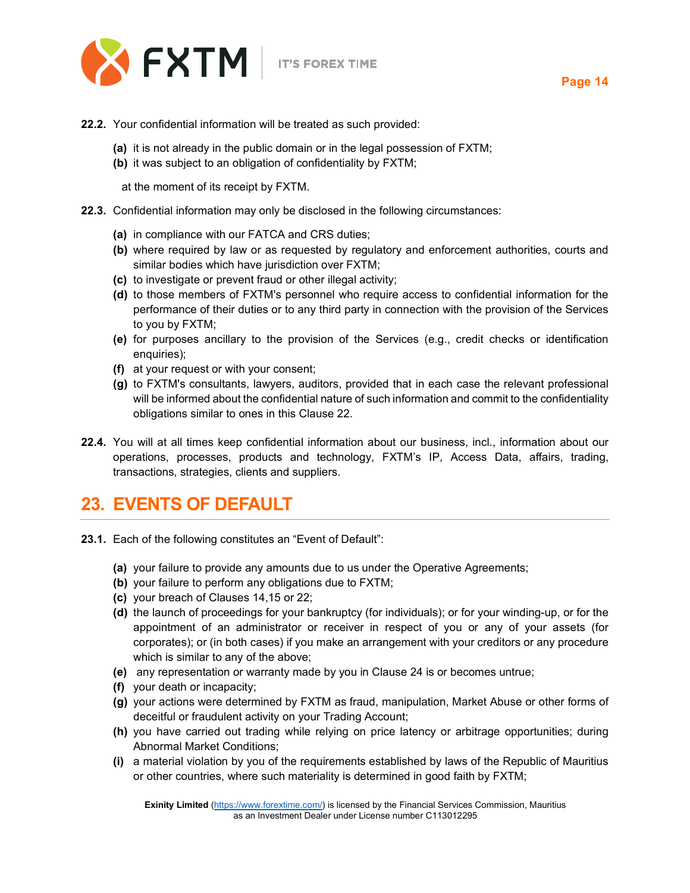**22.2.** Your confidential information will be treated as such provided:

- **(a)** it is not already in the public domain or in the legal possession of FXTM;
- **(b)** it was subject to an obligation of confidentiality by FXTM;

at the moment of its receipt by FXTM.

**22.3.** Confidential information may only be disclosed in the following circumstances:

- **(a)** in compliance with our FATCA and CRS duties;
- **(b)** where required by law or as requested by regulatory and enforcement authorities, courts and similar bodies which have jurisdiction over FXTM;
- **(c)** to investigate or prevent fraud or other illegal activity;
- **(d)** to those members of FXTM's personnel who require access to confidential information for the performance of their duties or to any third party in connection with the provision of the Services to you by FXTM;
- **(e)** for purposes ancillary to the provision of the Services (e.g., credit checks or identification enquiries);
- **(f)** at your request or with your consent;
- **(g)** to FXTM's consultants, lawyers, auditors, provided that in each case the relevant professional will be informed about the confidential nature of such information and commit to the confidentiality obligations similar to ones in this Clause 22.

**22.4.** You will at all times keep confidential information about our business, incl., information about our operations, processes, products and technology, FXTM's IP, Access Data, affairs, trading, transactions, strategies, clients and suppliers.

## 23. EVENTS OF DEFAULT

**23.1.** Each of the following constitutes an "Event of Default":

- **(a)** your failure to provide any amounts due to us under the Operative Agreements;
- **(b)** your failure to perform any obligations due to FXTM;
- **(c)** your breach of Clauses 14,15 or 22;
- **(d)** the launch of proceedings for your bankruptcy (for individuals); or for your winding-up, or for the appointment of an administrator or receiver in respect of you or any of your assets (for corporates); or (in both cases) if you make an arrangement with your creditors or any procedure which is similar to any of the above;
- **(e)** any representation or warranty made by you in Clause 24 is or becomes untrue;
- **(f)** your death or incapacity;
- **(g)** your actions were determined by FXTM as fraud, manipulation, Market Abuse or other forms of deceitful or fraudulent activity on your Trading Account;
- **(h)** you have carried out trading while relying on price latency or arbitrage opportunities; during Abnormal Market Conditions;
- **(i)** a material violation by you of the requirements established by laws of the Republic of Mauritius or other countries, where such materiality is determined in good faith by FXTM;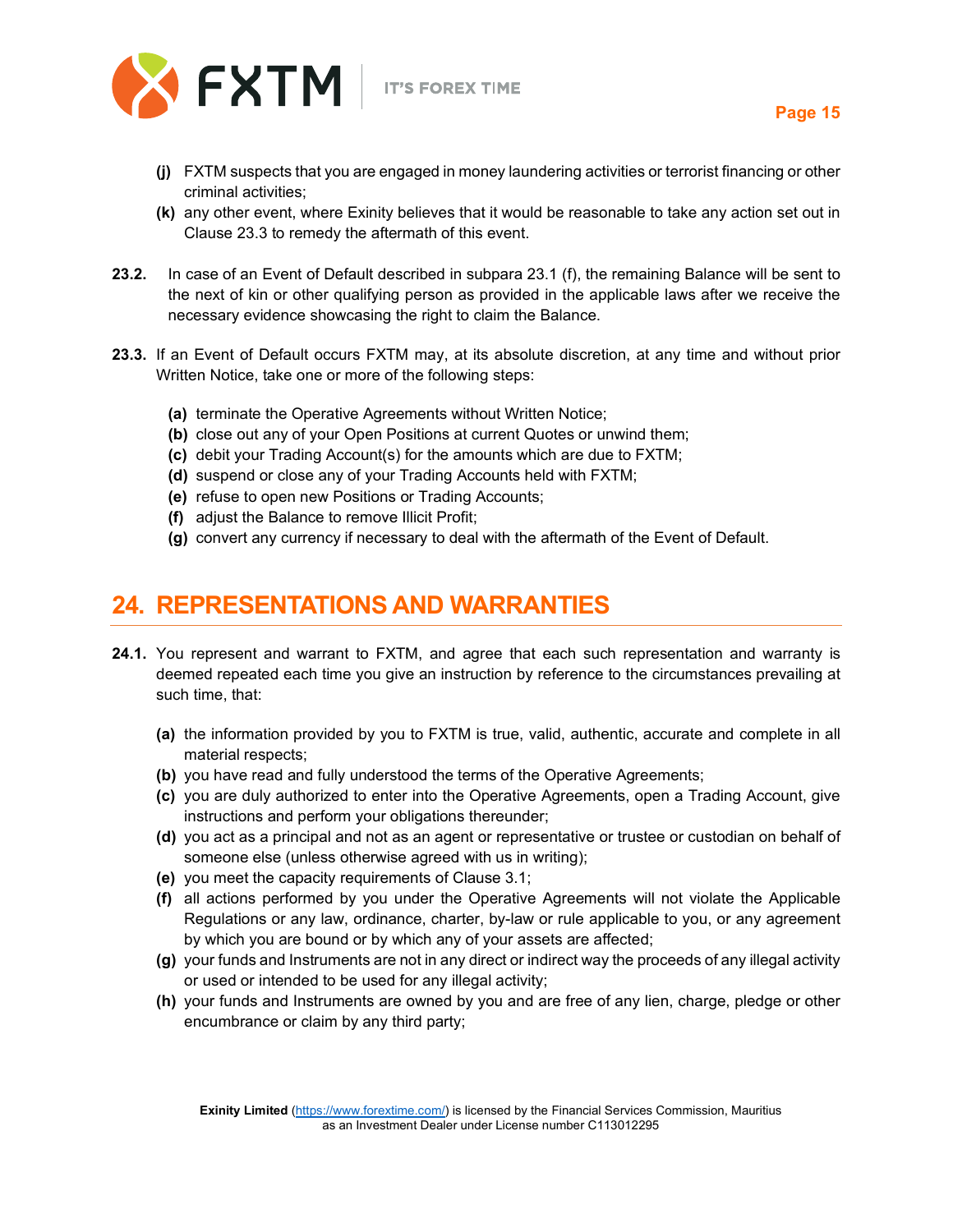**(j)** FXTM suspects that you are engaged in money laundering activities or terrorist financing or other criminal activities;

**(k)** any other event, where Exinity believes that it would be reasonable to take any action set out in Clause 23.3 to remedy the aftermath of this event.

**23.2.** In case of an Event of Default described in subpara 23.1 (f), the remaining Balance will be sent to the next of kin or other qualifying person as provided in the applicable laws after we receive the necessary evidence showcasing the right to claim the Balance.

**23.3.** If an Event of Default occurs FXTM may, at its absolute discretion, at any time and without prior Written Notice, take one or more of the following steps:

**(a)** terminate the Operative Agreements without Written Notice;
**(b)** close out any of your Open Positions at current Quotes or unwind them;
**(c)** debit your Trading Account(s) for the amounts which are due to FXTM;
**(d)** suspend or close any of your Trading Accounts held with FXTM;
**(e)** refuse to open new Positions or Trading Accounts;
**(f)** adjust the Balance to remove Illicit Profit;
**(g)** convert any currency if necessary to deal with the aftermath of the Event of Default.

## 24. REPRESENTATIONS AND WARRANTIES

**24.1.** You represent and warrant to FXTM, and agree that each such representation and warranty is deemed repeated each time you give an instruction by reference to the circumstances prevailing at such time, that:

**(a)** the information provided by you to FXTM is true, valid, authentic, accurate and complete in all material respects;
**(b)** you have read and fully understood the terms of the Operative Agreements;
**(c)** you are duly authorized to enter into the Operative Agreements, open a Trading Account, give instructions and perform your obligations thereunder;
**(d)** you act as a principal and not as an agent or representative or trustee or custodian on behalf of someone else (unless otherwise agreed with us in writing);
**(e)** you meet the capacity requirements of Clause 3.1;
**(f)** all actions performed by you under the Operative Agreements will not violate the Applicable Regulations or any law, ordinance, charter, by-law or rule applicable to you, or any agreement by which you are bound or by which any of your assets are affected;
**(g)** your funds and Instruments are not in any direct or indirect way the proceeds of any illegal activity or used or intended to be used for any illegal activity;
**(h)** your funds and Instruments are owned by you and are free of any lien, charge, pledge or other encumbrance or claim by any third party;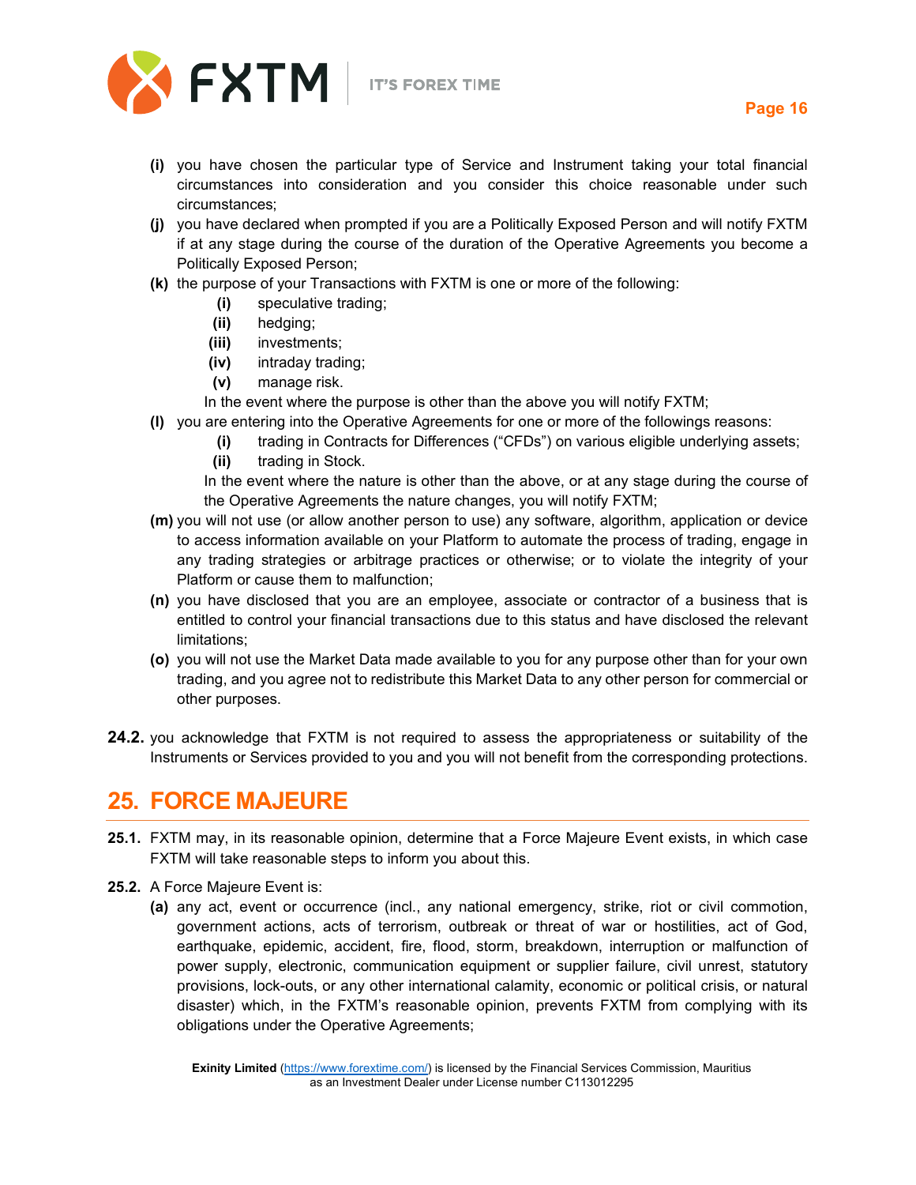**(i)** you have chosen the particular type of Service and Instrument taking your total financial circumstances into consideration and you consider this choice reasonable under such circumstances;

**(j)** you have declared when prompted if you are a Politically Exposed Person and will notify FXTM if at any stage during the course of the duration of the Operative Agreements you become a Politically Exposed Person;

**(k)** the purpose of your Transactions with FXTM is one or more of the following:

- **(i)** speculative trading;
- **(ii)** hedging;
- **(iii)** investments;
- **(iv)** intraday trading;
- **(v)** manage risk.

In the event where the purpose is other than the above you will notify FXTM;

**(l)** you are entering into the Operative Agreements for one or more of the followings reasons:

- **(i)** trading in Contracts for Differences ("CFDs") on various eligible underlying assets;
- **(ii)** trading in Stock.

In the event where the nature is other than the above, or at any stage during the course of the Operative Agreements the nature changes, you will notify FXTM;

**(m)** you will not use (or allow another person to use) any software, algorithm, application or device to access information available on your Platform to automate the process of trading, engage in any trading strategies or arbitrage practices or otherwise; or to violate the integrity of your Platform or cause them to malfunction;

**(n)** you have disclosed that you are an employee, associate or contractor of a business that is entitled to control your financial transactions due to this status and have disclosed the relevant limitations;

**(o)** you will not use the Market Data made available to you for any purpose other than for your own trading, and you agree not to redistribute this Market Data to any other person for commercial or other purposes.

**24.2.** you acknowledge that FXTM is not required to assess the appropriateness or suitability of the Instruments or Services provided to you and you will not benefit from the corresponding protections.

## 25. FORCE MAJEURE

**25.1.** FXTM may, in its reasonable opinion, determine that a Force Majeure Event exists, in which case FXTM will take reasonable steps to inform you about this.

**25.2.** A Force Majeure Event is:

**(a)** any act, event or occurrence (incl., any national emergency, strike, riot or civil commotion, government actions, acts of terrorism, outbreak or threat of war or hostilities, act of God, earthquake, epidemic, accident, fire, flood, storm, breakdown, interruption or malfunction of power supply, electronic, communication equipment or supplier failure, civil unrest, statutory provisions, lock-outs, or any other international calamity, economic or political crisis, or natural disaster) which, in the FXTM's reasonable opinion, prevents FXTM from complying with its obligations under the Operative Agreements;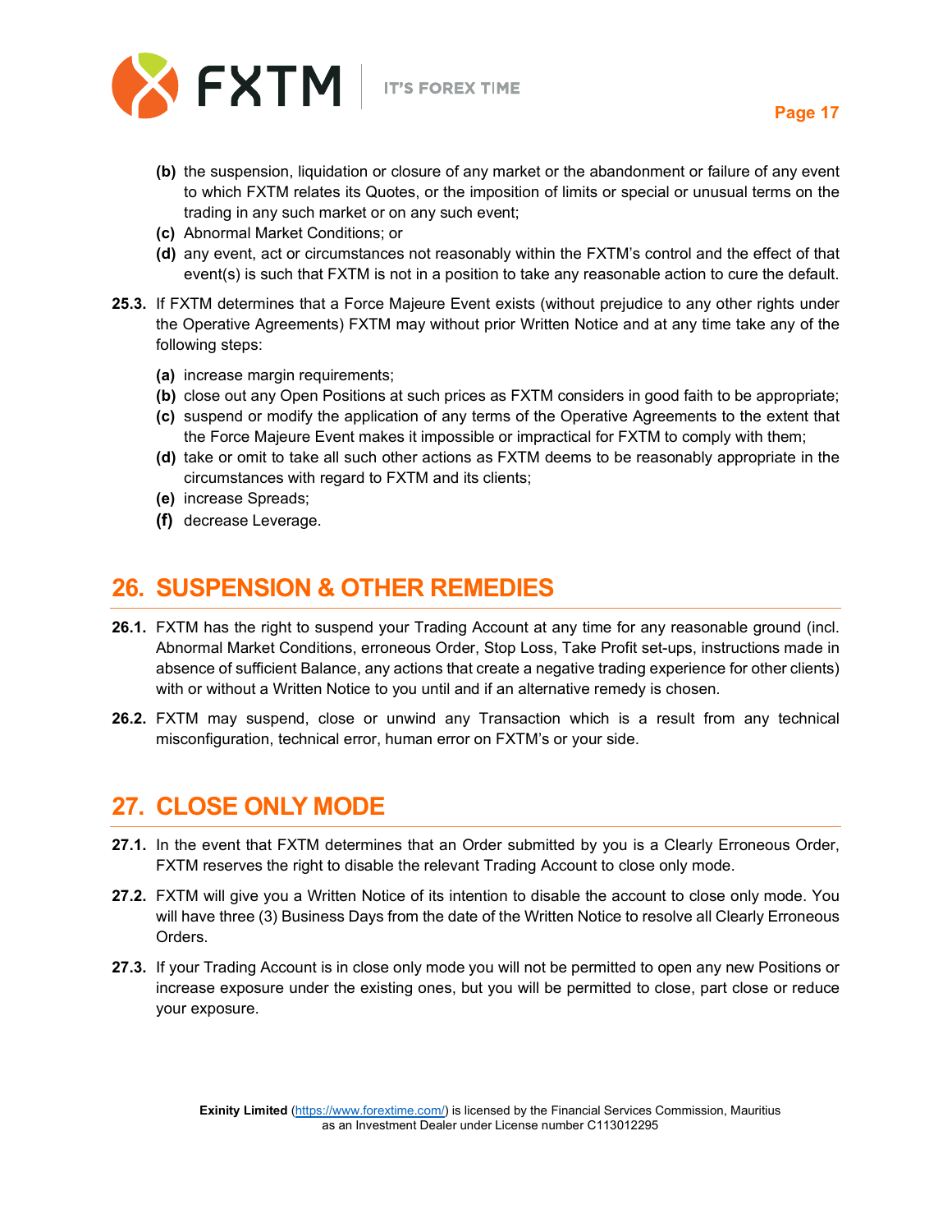(b) the suspension, liquidation or closure of any market or the abandonment or failure of any event to which FXTM relates its Quotes, or the imposition of limits or special or unusual terms on the trading in any such market or on any such event;

(c) Abnormal Market Conditions; or

(d) any event, act or circumstances not reasonably within the FXTM's control and the effect of that event(s) is such that FXTM is not in a position to take any reasonable action to cure the default.

**25.3.** If FXTM determines that a Force Majeure Event exists (without prejudice to any other rights under the Operative Agreements) FXTM may without prior Written Notice and at any time take any of the following steps:

**(a)** increase margin requirements;

**(b)** close out any Open Positions at such prices as FXTM considers in good faith to be appropriate;

**(c)** suspend or modify the application of any terms of the Operative Agreements to the extent that the Force Majeure Event makes it impossible or impractical for FXTM to comply with them;

**(d)** take or omit to take all such other actions as FXTM deems to be reasonably appropriate in the circumstances with regard to FXTM and its clients;

**(e)** increase Spreads;

**(f)** decrease Leverage.

## 26. SUSPENSION & OTHER REMEDIES

**26.1.** FXTM has the right to suspend your Trading Account at any time for any reasonable ground (incl. Abnormal Market Conditions, erroneous Order, Stop Loss, Take Profit set-ups, instructions made in absence of sufficient Balance, any actions that create a negative trading experience for other clients) with or without a Written Notice to you until and if an alternative remedy is chosen.

**26.2.** FXTM may suspend, close or unwind any Transaction which is a result from any technical misconfiguration, technical error, human error on FXTM's or your side.

## 27. CLOSE ONLY MODE

**27.1.** In the event that FXTM determines that an Order submitted by you is a Clearly Erroneous Order, FXTM reserves the right to disable the relevant Trading Account to close only mode.

**27.2.** FXTM will give you a Written Notice of its intention to disable the account to close only mode. You will have three (3) Business Days from the date of the Written Notice to resolve all Clearly Erroneous Orders.

**27.3.** If your Trading Account is in close only mode you will not be permitted to open any new Positions or increase exposure under the existing ones, but you will be permitted to close, part close or reduce your exposure.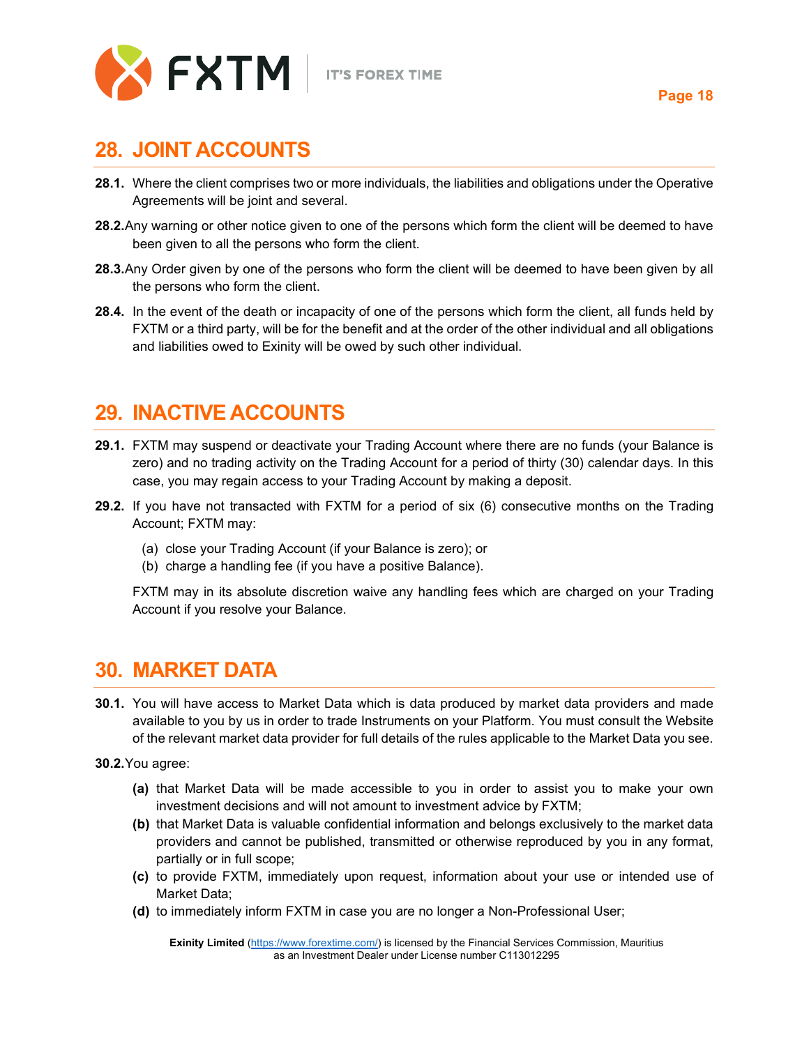## 28. JOINT ACCOUNTS

**28.1.** Where the client comprises two or more individuals, the liabilities and obligations under the Operative Agreements will be joint and several.

**28.2.** Any warning or other notice given to one of the persons which form the client will be deemed to have been given to all the persons who form the client.

**28.3.** Any Order given by one of the persons who form the client will be deemed to have been given by all the persons who form the client.

**28.4.** In the event of the death or incapacity of one of the persons which form the client, all funds held by FXTM or a third party, will be for the benefit and at the order of the other individual and all obligations and liabilities owed to Exinity will be owed by such other individual.

## 29. INACTIVE ACCOUNTS

**29.1.** FXTM may suspend or deactivate your Trading Account where there are no funds (your Balance is zero) and no trading activity on the Trading Account for a period of thirty (30) calendar days. In this case, you may regain access to your Trading Account by making a deposit.

**29.2.** If you have not transacted with FXTM for a period of six (6) consecutive months on the Trading Account; FXTM may:

(a) close your Trading Account (if your Balance is zero); or
(b) charge a handling fee (if you have a positive Balance).

FXTM may in its absolute discretion waive any handling fees which are charged on your Trading Account if you resolve your Balance.

## 30. MARKET DATA

**30.1.** You will have access to Market Data which is data produced by market data providers and made available to you by us in order to trade Instruments on your Platform. You must consult the Website of the relevant market data provider for full details of the rules applicable to the Market Data you see.

**30.2.** You agree:

**(a)** that Market Data will be made accessible to you in order to assist you to make your own investment decisions and will not amount to investment advice by FXTM;
**(b)** that Market Data is valuable confidential information and belongs exclusively to the market data providers and cannot be published, transmitted or otherwise reproduced by you in any format, partially or in full scope;
**(c)** to provide FXTM, immediately upon request, information about your use or intended use of Market Data;
**(d)** to immediately inform FXTM in case you are no longer a Non-Professional User;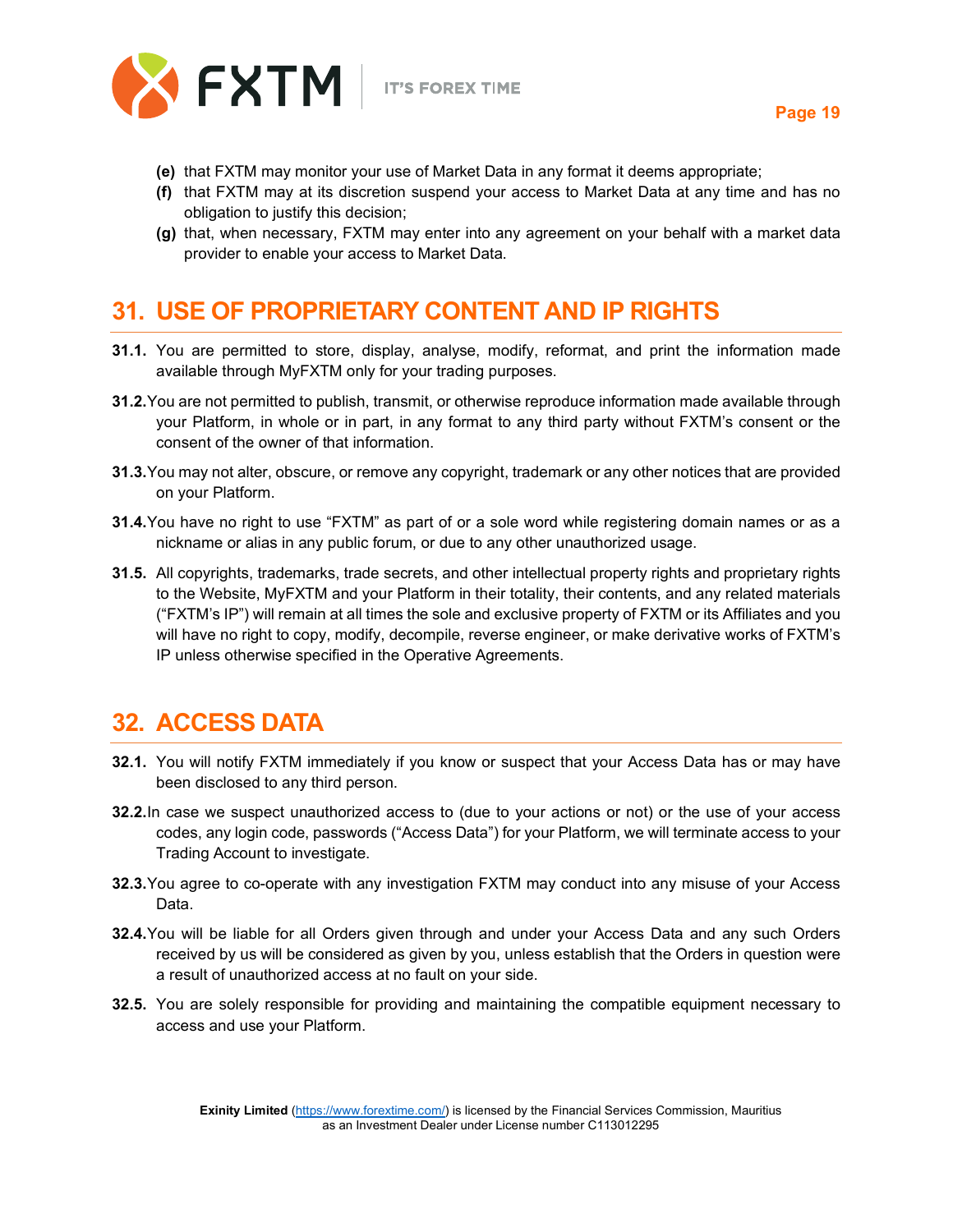- **(e)** that FXTM may monitor your use of Market Data in any format it deems appropriate;
- **(f)** that FXTM may at its discretion suspend your access to Market Data at any time and has no obligation to justify this decision;
- **(g)** that, when necessary, FXTM may enter into any agreement on your behalf with a market data provider to enable your access to Market Data.

## 31. USE OF PROPRIETARY CONTENT AND IP RIGHTS

**31.1.** You are permitted to store, display, analyse, modify, reformat, and print the information made available through MyFXTM only for your trading purposes.

**31.2.** You are not permitted to publish, transmit, or otherwise reproduce information made available through your Platform, in whole or in part, in any format to any third party without FXTM's consent or the consent of the owner of that information.

**31.3.** You may not alter, obscure, or remove any copyright, trademark or any other notices that are provided on your Platform.

**31.4.** You have no right to use "FXTM" as part of or a sole word while registering domain names or as a nickname or alias in any public forum, or due to any other unauthorized usage.

**31.5.** All copyrights, trademarks, trade secrets, and other intellectual property rights and proprietary rights to the Website, MyFXTM and your Platform in their totality, their contents, and any related materials ("FXTM's IP") will remain at all times the sole and exclusive property of FXTM or its Affiliates and you will have no right to copy, modify, decompile, reverse engineer, or make derivative works of FXTM's IP unless otherwise specified in the Operative Agreements.

## 32. ACCESS DATA

**32.1.** You will notify FXTM immediately if you know or suspect that your Access Data has or may have been disclosed to any third person.

**32.2.** In case we suspect unauthorized access to (due to your actions or not) or the use of your access codes, any login code, passwords ("Access Data") for your Platform, we will terminate access to your Trading Account to investigate.

**32.3.** You agree to co-operate with any investigation FXTM may conduct into any misuse of your Access Data.

**32.4.** You will be liable for all Orders given through and under your Access Data and any such Orders received by us will be considered as given by you, unless establish that the Orders in question were a result of unauthorized access at no fault on your side.

**32.5.** You are solely responsible for providing and maintaining the compatible equipment necessary to access and use your Platform.

**Exinity Limited** (https://www.forextime.com/) is licensed by the Financial Services Commission, Mauritius as an Investment Dealer under License number C113012295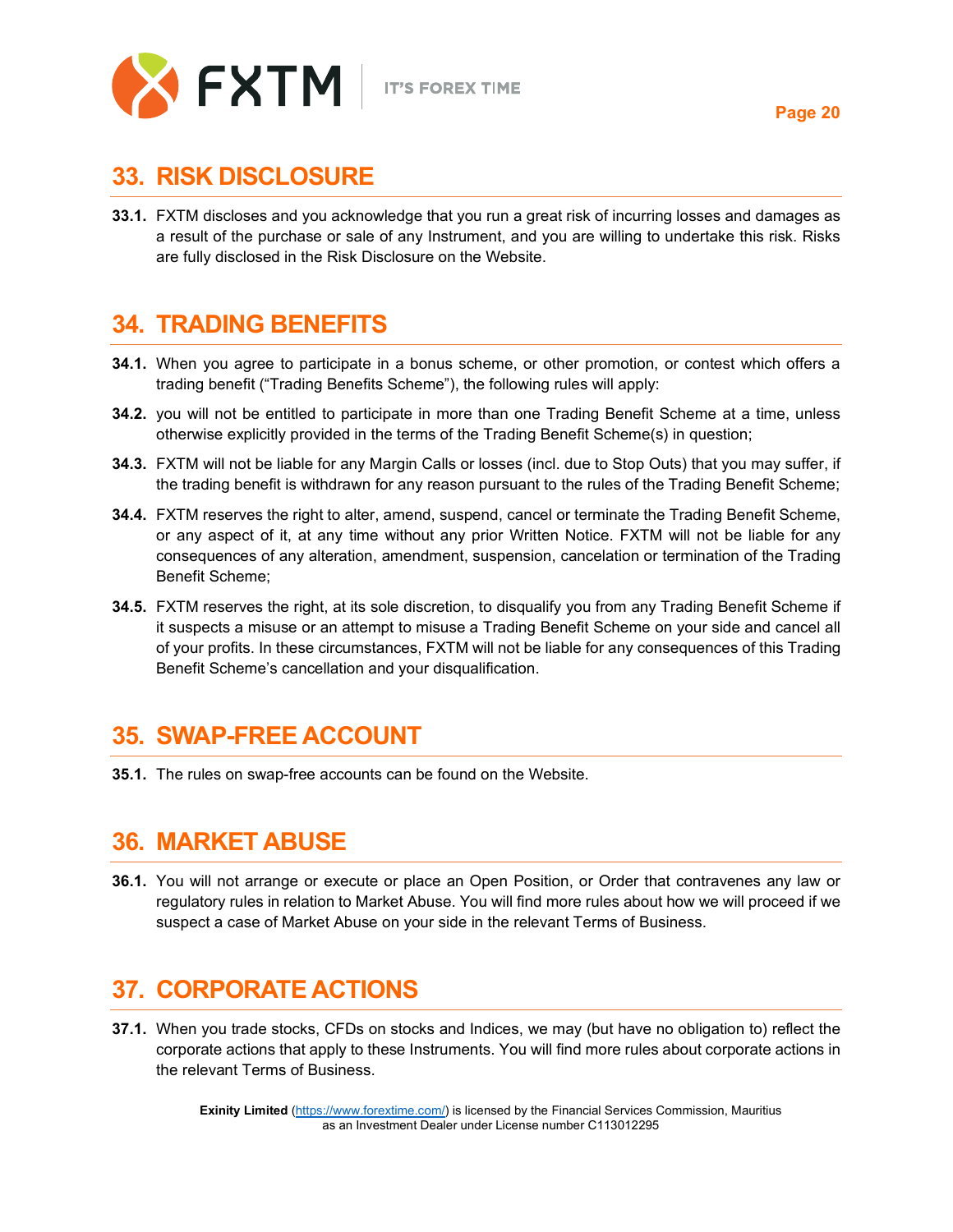## 33. RISK DISCLOSURE

**33.1.** FXTM discloses and you acknowledge that you run a great risk of incurring losses and damages as a result of the purchase or sale of any Instrument, and you are willing to undertake this risk. Risks are fully disclosed in the Risk Disclosure on the Website.

## 34. TRADING BENEFITS

**34.1.** When you agree to participate in a bonus scheme, or other promotion, or contest which offers a trading benefit ("Trading Benefits Scheme"), the following rules will apply:

**34.2.** you will not be entitled to participate in more than one Trading Benefit Scheme at a time, unless otherwise explicitly provided in the terms of the Trading Benefit Scheme(s) in question;

**34.3.** FXTM will not be liable for any Margin Calls or losses (incl. due to Stop Outs) that you may suffer, if the trading benefit is withdrawn for any reason pursuant to the rules of the Trading Benefit Scheme;

**34.4.** FXTM reserves the right to alter, amend, suspend, cancel or terminate the Trading Benefit Scheme, or any aspect of it, at any time without any prior Written Notice. FXTM will not be liable for any consequences of any alteration, amendment, suspension, cancelation or termination of the Trading Benefit Scheme;

**34.5.** FXTM reserves the right, at its sole discretion, to disqualify you from any Trading Benefit Scheme if it suspects a misuse or an attempt to misuse a Trading Benefit Scheme on your side and cancel all of your profits. In these circumstances, FXTM will not be liable for any consequences of this Trading Benefit Scheme's cancellation and your disqualification.

## 35. SWAP-FREE ACCOUNT

**35.1.** The rules on swap-free accounts can be found on the Website.

## 36. MARKET ABUSE

**36.1.** You will not arrange or execute or place an Open Position, or Order that contravenes any law or regulatory rules in relation to Market Abuse. You will find more rules about how we will proceed if we suspect a case of Market Abuse on your side in the relevant Terms of Business.

## 37. CORPORATE ACTIONS

**37.1.** When you trade stocks, CFDs on stocks and Indices, we may (but have no obligation to) reflect the corporate actions that apply to these Instruments. You will find more rules about corporate actions in the relevant Terms of Business.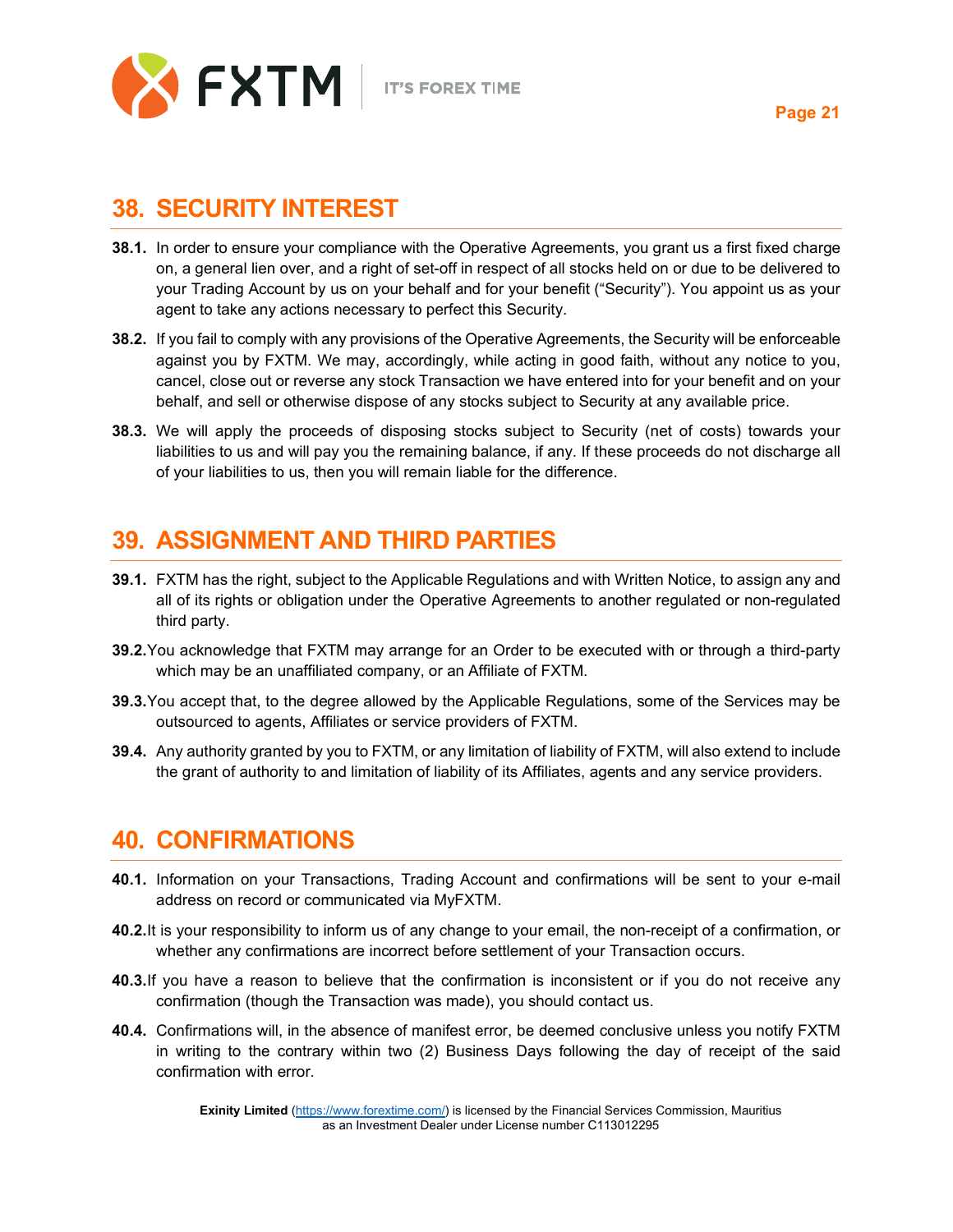## 38. SECURITY INTEREST

**38.1.** In order to ensure your compliance with the Operative Agreements, you grant us a first fixed charge on, a general lien over, and a right of set-off in respect of all stocks held on or due to be delivered to your Trading Account by us on your behalf and for your benefit ("Security"). You appoint us as your agent to take any actions necessary to perfect this Security.

**38.2.** If you fail to comply with any provisions of the Operative Agreements, the Security will be enforceable against you by FXTM. We may, accordingly, while acting in good faith, without any notice to you, cancel, close out or reverse any stock Transaction we have entered into for your benefit and on your behalf, and sell or otherwise dispose of any stocks subject to Security at any available price.

**38.3.** We will apply the proceeds of disposing stocks subject to Security (net of costs) towards your liabilities to us and will pay you the remaining balance, if any. If these proceeds do not discharge all of your liabilities to us, then you will remain liable for the difference.

## 39. ASSIGNMENT AND THIRD PARTIES

**39.1.** FXTM has the right, subject to the Applicable Regulations and with Written Notice, to assign any and all of its rights or obligation under the Operative Agreements to another regulated or non-regulated third party.

**39.2.** You acknowledge that FXTM may arrange for an Order to be executed with or through a third-party which may be an unaffiliated company, or an Affiliate of FXTM.

**39.3.** You accept that, to the degree allowed by the Applicable Regulations, some of the Services may be outsourced to agents, Affiliates or service providers of FXTM.

**39.4.** Any authority granted by you to FXTM, or any limitation of liability of FXTM, will also extend to include the grant of authority to and limitation of liability of its Affiliates, agents and any service providers.

## 40. CONFIRMATIONS

**40.1.** Information on your Transactions, Trading Account and confirmations will be sent to your e-mail address on record or communicated via MyFXTM.

**40.2.** It is your responsibility to inform us of any change to your email, the non-receipt of a confirmation, or whether any confirmations are incorrect before settlement of your Transaction occurs.

**40.3.** If you have a reason to believe that the confirmation is inconsistent or if you do not receive any confirmation (though the Transaction was made), you should contact us.

**40.4.** Confirmations will, in the absence of manifest error, be deemed conclusive unless you notify FXTM in writing to the contrary within two (2) Business Days following the day of receipt of the said confirmation with error.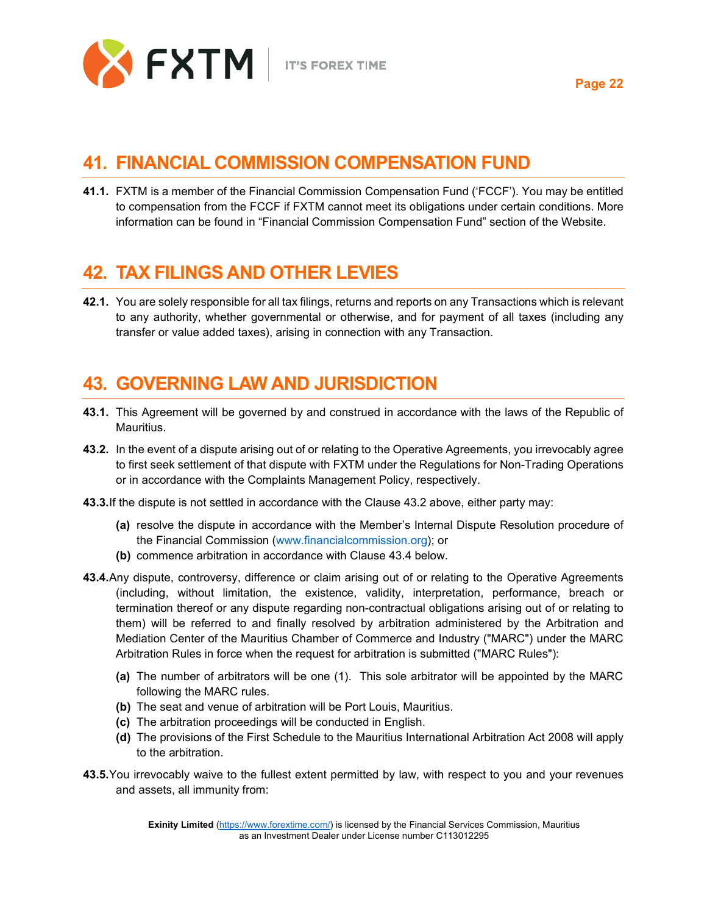## 41. FINANCIAL COMMISSION COMPENSATION FUND

**41.1.** FXTM is a member of the Financial Commission Compensation Fund ('FCCF'). You may be entitled to compensation from the FCCF if FXTM cannot meet its obligations under certain conditions. More information can be found in "Financial Commission Compensation Fund" section of the Website.

## 42. TAX FILINGS AND OTHER LEVIES

**42.1.** You are solely responsible for all tax filings, returns and reports on any Transactions which is relevant to any authority, whether governmental or otherwise, and for payment of all taxes (including any transfer or value added taxes), arising in connection with any Transaction.

## 43. GOVERNING LAW AND JURISDICTION

**43.1.** This Agreement will be governed by and construed in accordance with the laws of the Republic of Mauritius.

**43.2.** In the event of a dispute arising out of or relating to the Operative Agreements, you irrevocably agree to first seek settlement of that dispute with FXTM under the Regulations for Non-Trading Operations or in accordance with the Complaints Management Policy, respectively.

**43.3.** If the dispute is not settled in accordance with the Clause 43.2 above, either party may:

- **(a)** resolve the dispute in accordance with the Member's Internal Dispute Resolution procedure of the Financial Commission (www.financialcommission.org); or
- **(b)** commence arbitration in accordance with Clause 43.4 below.

**43.4.** Any dispute, controversy, difference or claim arising out of or relating to the Operative Agreements (including, without limitation, the existence, validity, interpretation, performance, breach or termination thereof or any dispute regarding non-contractual obligations arising out of or relating to them) will be referred to and finally resolved by arbitration administered by the Arbitration and Mediation Center of the Mauritius Chamber of Commerce and Industry ("MARC") under the MARC Arbitration Rules in force when the request for arbitration is submitted ("MARC Rules"):

- **(a)** The number of arbitrators will be one (1). This sole arbitrator will be appointed by the MARC following the MARC rules.
- **(b)** The seat and venue of arbitration will be Port Louis, Mauritius.
- **(c)** The arbitration proceedings will be conducted in English.
- **(d)** The provisions of the First Schedule to the Mauritius International Arbitration Act 2008 will apply to the arbitration.

**43.5.** You irrevocably waive to the fullest extent permitted by law, with respect to you and your revenues and assets, all immunity from: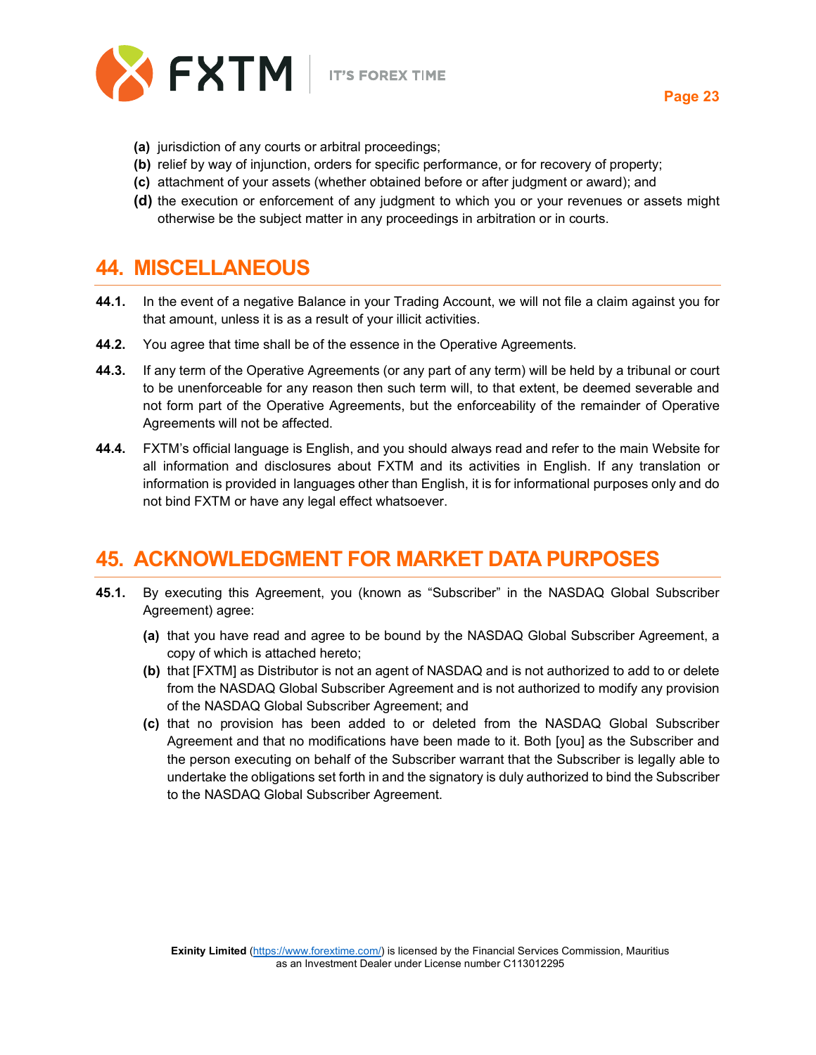**(a)** jurisdiction of any courts or arbitral proceedings;

**(b)** relief by way of injunction, orders for specific performance, or for recovery of property;

**(c)** attachment of your assets (whether obtained before or after judgment or award); and

**(d)** the execution or enforcement of any judgment to which you or your revenues or assets might otherwise be the subject matter in any proceedings in arbitration or in courts.

## 44. MISCELLANEOUS

**44.1.** In the event of a negative Balance in your Trading Account, we will not file a claim against you for that amount, unless it is as a result of your illicit activities.

**44.2.** You agree that time shall be of the essence in the Operative Agreements.

**44.3.** If any term of the Operative Agreements (or any part of any term) will be held by a tribunal or court to be unenforceable for any reason then such term will, to that extent, be deemed severable and not form part of the Operative Agreements, but the enforceability of the remainder of Operative Agreements will not be affected.

**44.4.** FXTM's official language is English, and you should always read and refer to the main Website for all information and disclosures about FXTM and its activities in English. If any translation or information is provided in languages other than English, it is for informational purposes only and do not bind FXTM or have any legal effect whatsoever.

## 45. ACKNOWLEDGMENT FOR MARKET DATA PURPOSES

**45.1.** By executing this Agreement, you (known as "Subscriber" in the NASDAQ Global Subscriber Agreement) agree:

**(a)** that you have read and agree to be bound by the NASDAQ Global Subscriber Agreement, a copy of which is attached hereto;

**(b)** that [FXTM] as Distributor is not an agent of NASDAQ and is not authorized to add to or delete from the NASDAQ Global Subscriber Agreement and is not authorized to modify any provision of the NASDAQ Global Subscriber Agreement; and

**(c)** that no provision has been added to or deleted from the NASDAQ Global Subscriber Agreement and that no modifications have been made to it. Both [you] as the Subscriber and the person executing on behalf of the Subscriber warrant that the Subscriber is legally able to undertake the obligations set forth in and the signatory is duly authorized to bind the Subscriber to the NASDAQ Global Subscriber Agreement.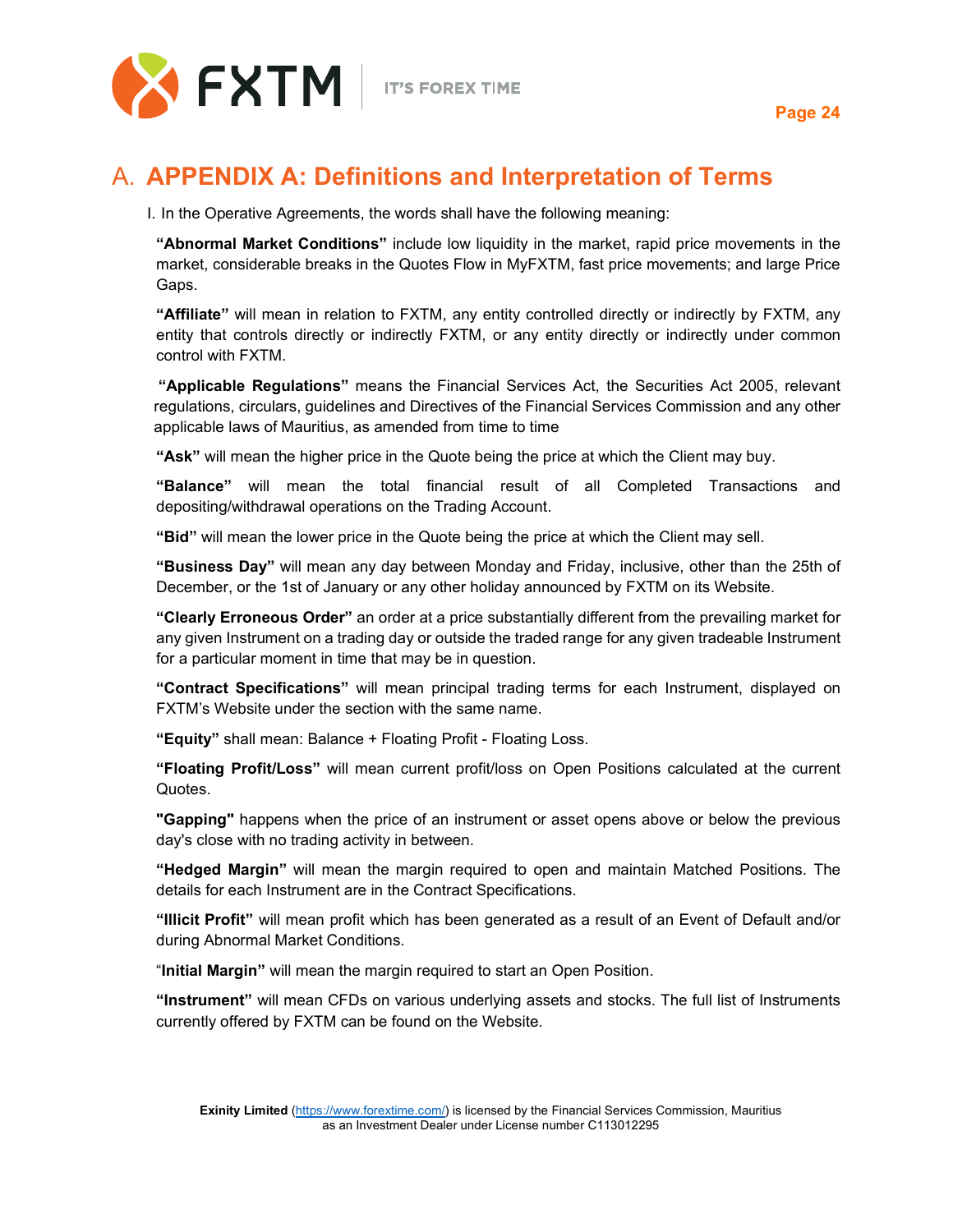# A. APPENDIX A: Definitions and Interpretation of Terms

I. In the Operative Agreements, the words shall have the following meaning:

**"Abnormal Market Conditions"** include low liquidity in the market, rapid price movements in the market, considerable breaks in the Quotes Flow in MyFXTM, fast price movements; and large Price Gaps.

**"Affiliate"** will mean in relation to FXTM, any entity controlled directly or indirectly by FXTM, any entity that controls directly or indirectly FXTM, or any entity directly or indirectly under common control with FXTM.

**"Applicable Regulations"** means the Financial Services Act, the Securities Act 2005, relevant regulations, circulars, guidelines and Directives of the Financial Services Commission and any other applicable laws of Mauritius, as amended from time to time

**"Ask"** will mean the higher price in the Quote being the price at which the Client may buy.

**"Balance"** will mean the total financial result of all Completed Transactions and depositing/withdrawal operations on the Trading Account.

**"Bid"** will mean the lower price in the Quote being the price at which the Client may sell.

**"Business Day"** will mean any day between Monday and Friday, inclusive, other than the 25th of December, or the 1st of January or any other holiday announced by FXTM on its Website.

**"Clearly Erroneous Order"** an order at a price substantially different from the prevailing market for any given Instrument on a trading day or outside the traded range for any given tradeable Instrument for a particular moment in time that may be in question.

**"Contract Specifications"** will mean principal trading terms for each Instrument, displayed on FXTM's Website under the section with the same name.

**"Equity"** shall mean: Balance + Floating Profit - Floating Loss.

**"Floating Profit/Loss"** will mean current profit/loss on Open Positions calculated at the current Quotes.

**"Gapping"** happens when the price of an instrument or asset opens above or below the previous day's close with no trading activity in between.

**"Hedged Margin"** will mean the margin required to open and maintain Matched Positions. The details for each Instrument are in the Contract Specifications.

**"Illicit Profit"** will mean profit which has been generated as a result of an Event of Default and/or during Abnormal Market Conditions.

"**Initial Margin"** will mean the margin required to start an Open Position.

**"Instrument"** will mean CFDs on various underlying assets and stocks. The full list of Instruments currently offered by FXTM can be found on the Website.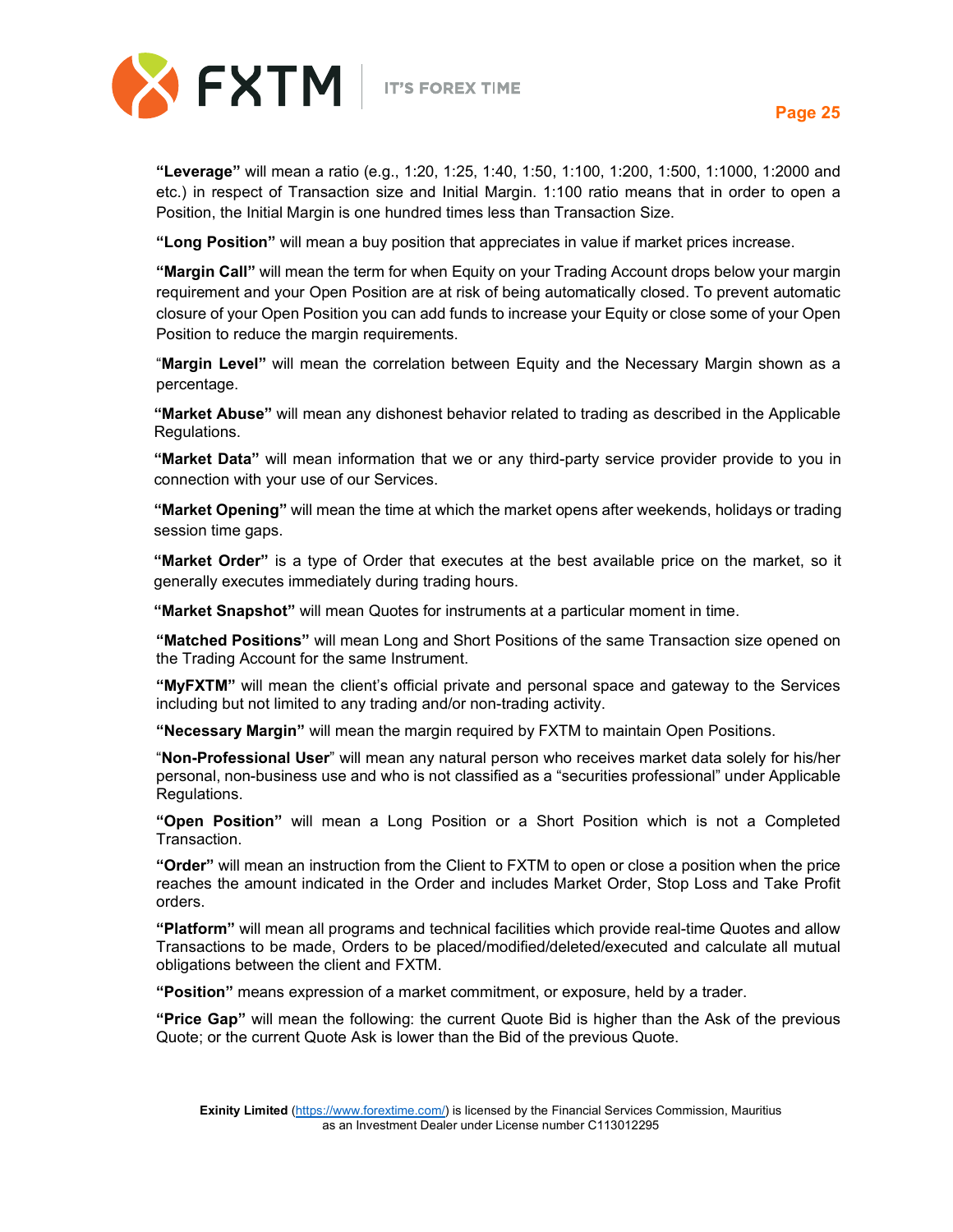**"Leverage"** will mean a ratio (e.g., 1:20, 1:25, 1:40, 1:50, 1:100, 1:200, 1:500, 1:1000, 1:2000 and etc.) in respect of Transaction size and Initial Margin. 1:100 ratio means that in order to open a Position, the Initial Margin is one hundred times less than Transaction Size.

**"Long Position"** will mean a buy position that appreciates in value if market prices increase.

**"Margin Call"** will mean the term for when Equity on your Trading Account drops below your margin requirement and your Open Position are at risk of being automatically closed. To prevent automatic closure of your Open Position you can add funds to increase your Equity or close some of your Open Position to reduce the margin requirements.

"**Margin Level"** will mean the correlation between Equity and the Necessary Margin shown as a percentage.

**"Market Abuse"** will mean any dishonest behavior related to trading as described in the Applicable Regulations.

**"Market Data"** will mean information that we or any third-party service provider provide to you in connection with your use of our Services.

**"Market Opening"** will mean the time at which the market opens after weekends, holidays or trading session time gaps.

**"Market Order"** is a type of Order that executes at the best available price on the market, so it generally executes immediately during trading hours.

**"Market Snapshot"** will mean Quotes for instruments at a particular moment in time.

**"Matched Positions"** will mean Long and Short Positions of the same Transaction size opened on the Trading Account for the same Instrument.

**"MyFXTM"** will mean the client's official private and personal space and gateway to the Services including but not limited to any trading and/or non-trading activity.

**"Necessary Margin"** will mean the margin required by FXTM to maintain Open Positions.

"**Non-Professional User**" will mean any natural person who receives market data solely for his/her personal, non-business use and who is not classified as a "securities professional" under Applicable Regulations.

**"Open Position"** will mean a Long Position or a Short Position which is not a Completed Transaction.

**"Order"** will mean an instruction from the Client to FXTM to open or close a position when the price reaches the amount indicated in the Order and includes Market Order, Stop Loss and Take Profit orders.

**"Platform"** will mean all programs and technical facilities which provide real-time Quotes and allow Transactions to be made, Orders to be placed/modified/deleted/executed and calculate all mutual obligations between the client and FXTM.

**"Position"** means expression of a market commitment, or exposure, held by a trader.

**"Price Gap"** will mean the following: the current Quote Bid is higher than the Ask of the previous Quote; or the current Quote Ask is lower than the Bid of the previous Quote.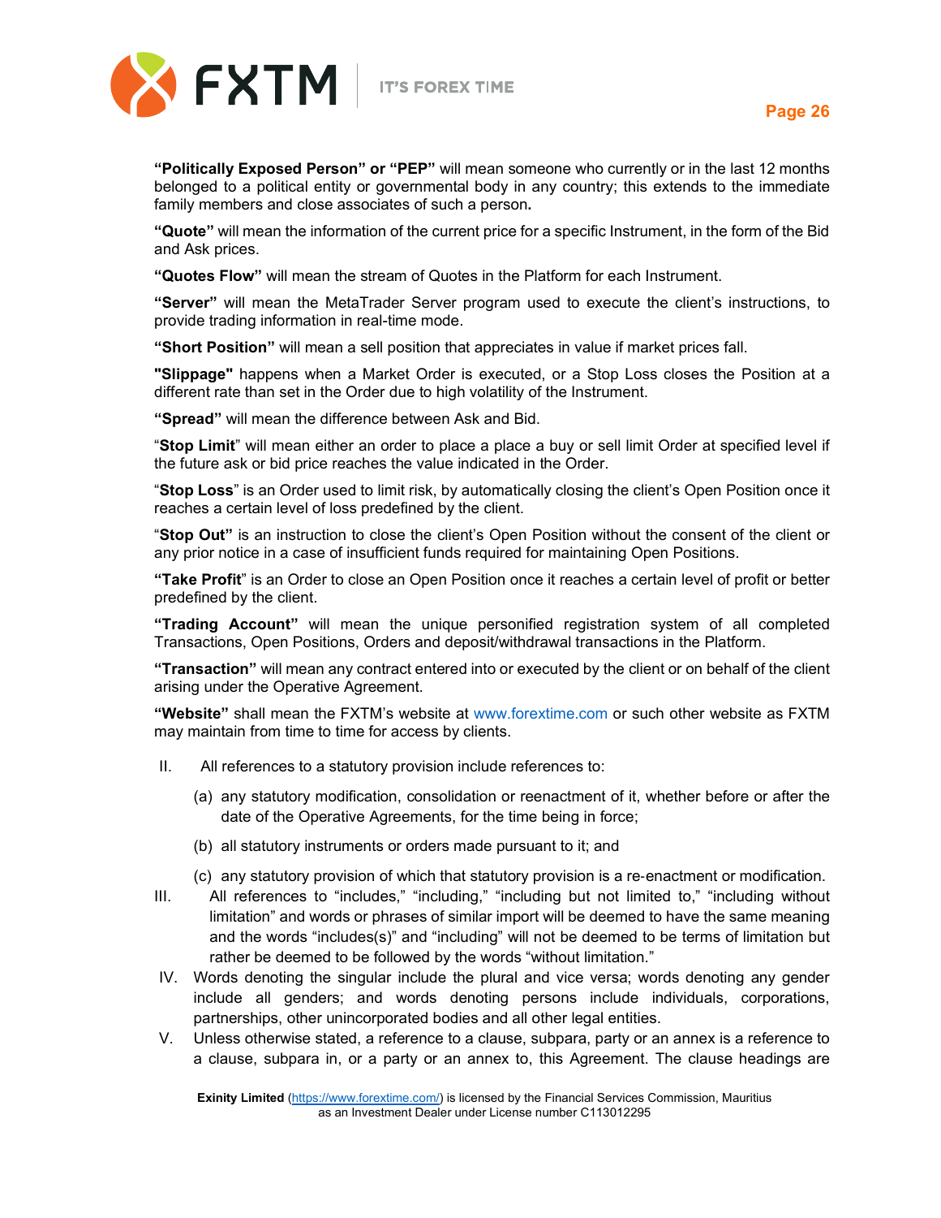**"Politically Exposed Person" or "PEP"** will mean someone who currently or in the last 12 months belonged to a political entity or governmental body in any country; this extends to the immediate family members and close associates of such a person**.**

**"Quote"** will mean the information of the current price for a specific Instrument, in the form of the Bid and Ask prices.

**"Quotes Flow"** will mean the stream of Quotes in the Platform for each Instrument.

**"Server"** will mean the MetaTrader Server program used to execute the client's instructions, to provide trading information in real-time mode.

**"Short Position"** will mean a sell position that appreciates in value if market prices fall.

**"Slippage"** happens when a Market Order is executed, or a Stop Loss closes the Position at a different rate than set in the Order due to high volatility of the Instrument.

**"Spread"** will mean the difference between Ask and Bid.

"**Stop Limit**" will mean either an order to place a place a buy or sell limit Order at specified level if the future ask or bid price reaches the value indicated in the Order.

"**Stop Loss**" is an Order used to limit risk, by automatically closing the client's Open Position once it reaches a certain level of loss predefined by the client.

"**Stop Out"** is an instruction to close the client's Open Position without the consent of the client or any prior notice in a case of insufficient funds required for maintaining Open Positions.

**"Take Profit**" is an Order to close an Open Position once it reaches a certain level of profit or better predefined by the client.

**"Trading Account"** will mean the unique personified registration system of all completed Transactions, Open Positions, Orders and deposit/withdrawal transactions in the Platform.

**"Transaction"** will mean any contract entered into or executed by the client or on behalf of the client arising under the Operative Agreement.

**"Website"** shall mean the FXTM's website at www.forextime.com or such other website as FXTM may maintain from time to time for access by clients.

II. All references to a statutory provision include references to:

(a) any statutory modification, consolidation or reenactment of it, whether before or after the date of the Operative Agreements, for the time being in force;

(b) all statutory instruments or orders made pursuant to it; and

(c) any statutory provision of which that statutory provision is a re-enactment or modification.

III. All references to "includes," "including," "including but not limited to," "including without limitation" and words or phrases of similar import will be deemed to have the same meaning and the words "includes(s)" and "including" will not be deemed to be terms of limitation but rather be deemed to be followed by the words "without limitation."

IV. Words denoting the singular include the plural and vice versa; words denoting any gender include all genders; and words denoting persons include individuals, corporations, partnerships, other unincorporated bodies and all other legal entities.

V. Unless otherwise stated, a reference to a clause, subpara, party or an annex is a reference to a clause, subpara in, or a party or an annex to, this Agreement. The clause headings are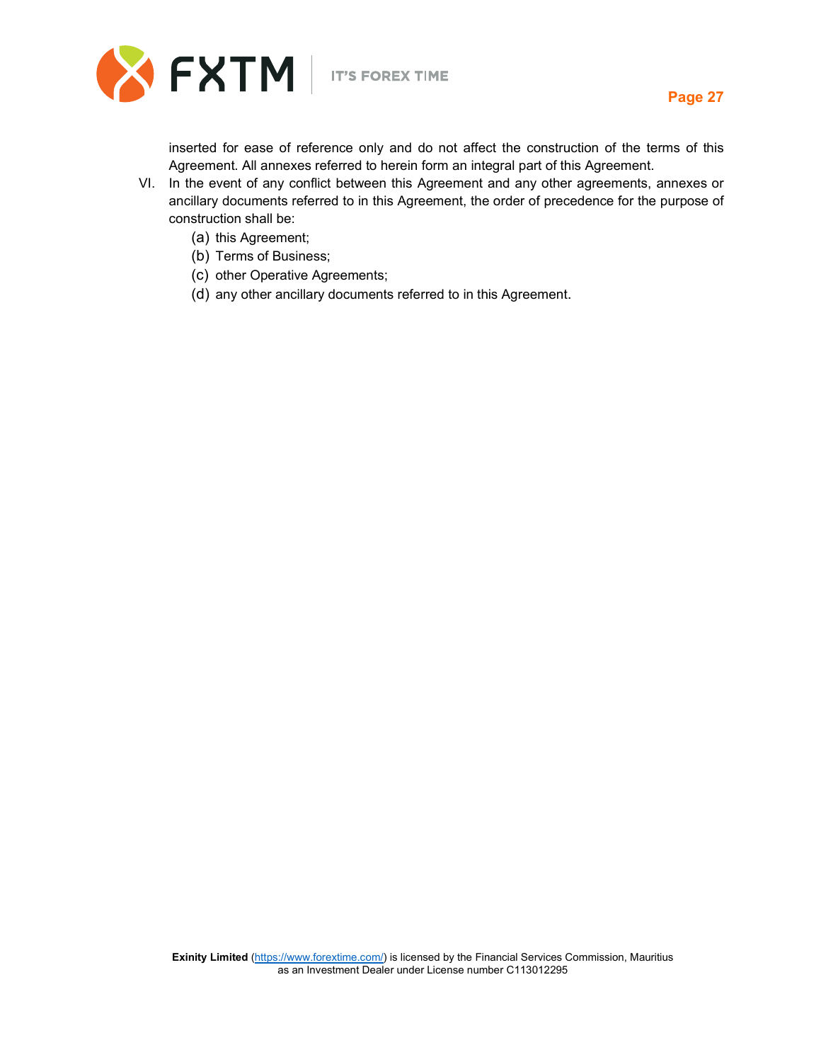inserted for ease of reference only and do not affect the construction of the terms of this Agreement. All annexes referred to herein form an integral part of this Agreement.

VI. In the event of any conflict between this Agreement and any other agreements, annexes or ancillary documents referred to in this Agreement, the order of precedence for the purpose of construction shall be:

   (a) this Agreement;
   (b) Terms of Business;
   (c) other Operative Agreements;
   (d) any other ancillary documents referred to in this Agreement.